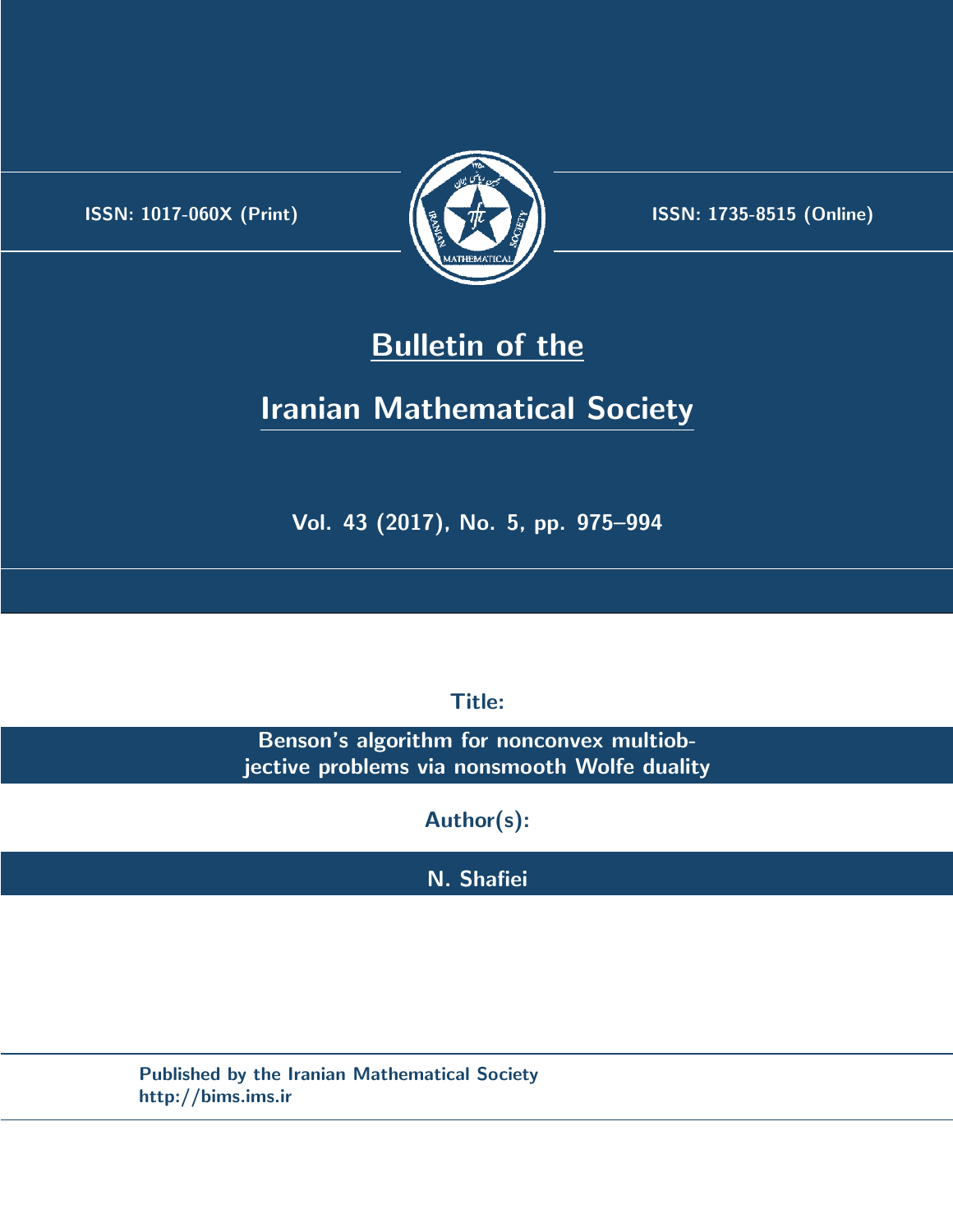ISSN: 1017-060X (Print) ISSN: 1735-8515 (Online)

# Bulletin of the

# Iranian Mathematical Society

**Vol. 43 (2017), No. 5, pp. 975–994**

**Title:**

**Benson's algorithm for nonconvex multiobjective problems via nonsmooth Wolfe duality**

**Author(s):**

**N. Shafiei**

**Published by the Iranian Mathematical Society**
**http://bims.ims.ir**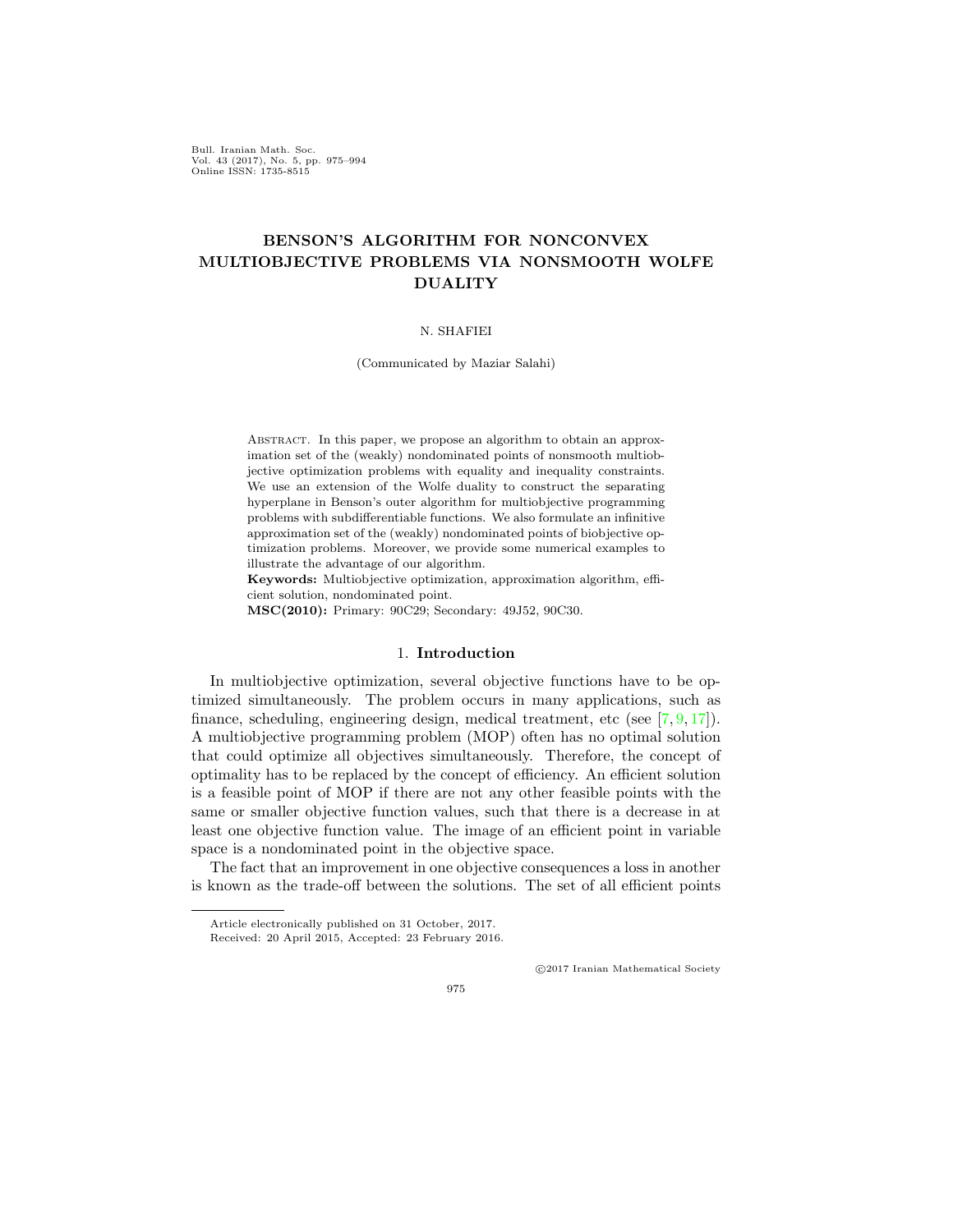**BENSON'S ALGORITHM FOR NONCONVEX MULTIOBJECTIVE PROBLEMS VIA NONSMOOTH WOLFE DUALITY**

N. SHAFIEI

(Communicated by Maziar Salahi)

ABSTRACT. In this paper, we propose an algorithm to obtain an approximation set of the (weakly) nondominated points of nonsmooth multiobjective optimization problems with equality and inequality constraints. We use an extension of the Wolfe duality to construct the separating hyperplane in Benson's outer algorithm for multiobjective programming problems with subdifferentiable functions. We also formulate an infinitive approximation set of the (weakly) nondominated points of biobjective optimization problems. Moreover, we provide some numerical examples to illustrate the advantage of our algorithm.

**Keywords:** Multiobjective optimization, approximation algorithm, efficient solution, nondominated point.

**MSC(2010):** Primary: 90C29; Secondary: 49J52, 90C30.

## 1. Introduction

In multiobjective optimization, several objective functions have to be optimized simultaneously. The problem occurs in many applications, such as finance, scheduling, engineering design, medical treatment, etc (see [7, 9, 17]). A multiobjective programming problem (MOP) often has no optimal solution that could optimize all objectives simultaneously. Therefore, the concept of optimality has to be replaced by the concept of efficiency. An efficient solution is a feasible point of MOP if there are not any other feasible points with the same or smaller objective function values, such that there is a decrease in at least one objective function value. The image of an efficient point in variable space is a nondominated point in the objective space.

The fact that an improvement in one objective consequences a loss in another is known as the trade-off between the solutions. The set of all efficient points

Article electronically published on 31 October, 2017.

Received: 20 April 2015, Accepted: 23 February 2016.

©2017 Iranian Mathematical Society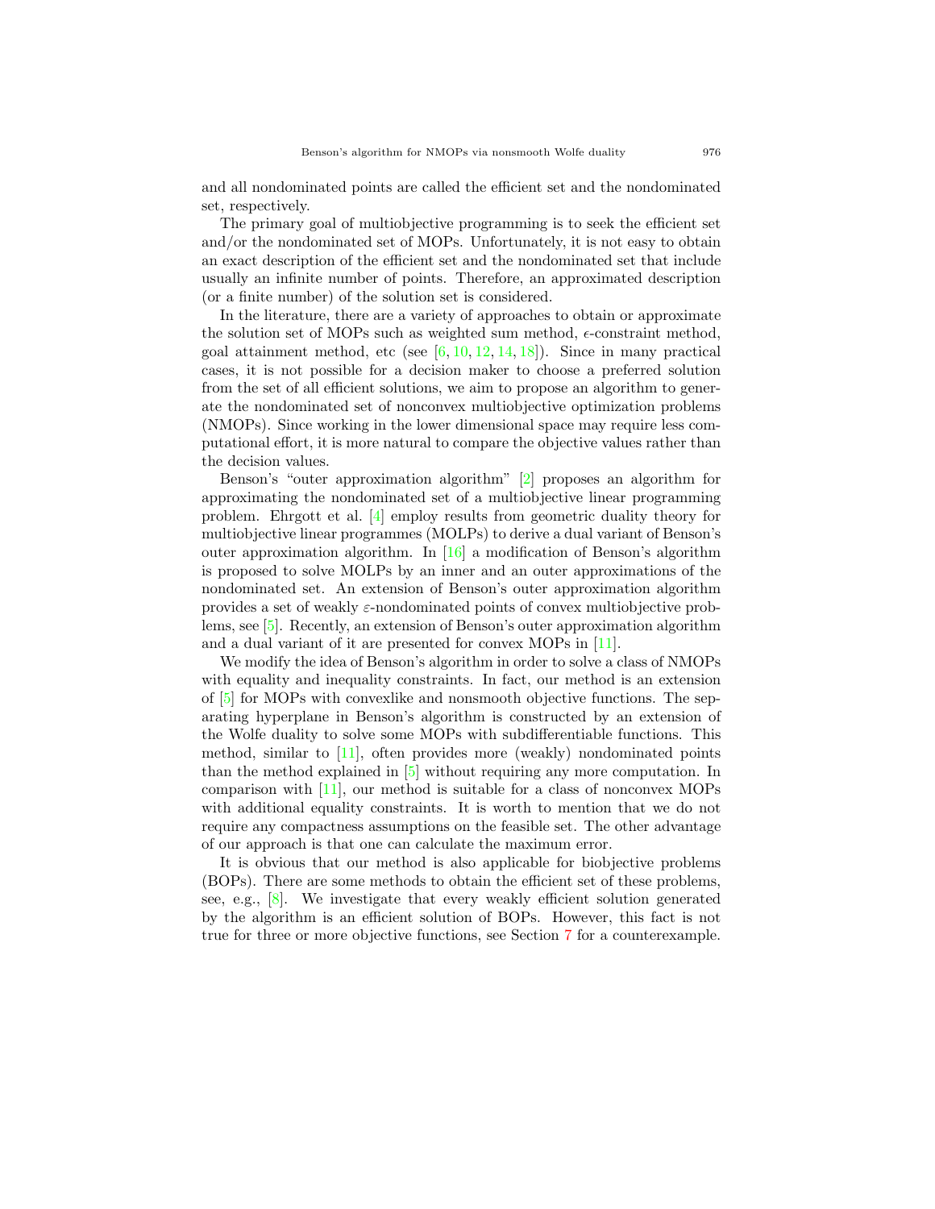and all nondominated points are called the efficient set and the nondominated set, respectively.

The primary goal of multiobjective programming is to seek the efficient set and/or the nondominated set of MOPs. Unfortunately, it is not easy to obtain an exact description of the efficient set and the nondominated set that include usually an infinite number of points. Therefore, an approximated description (or a finite number) of the solution set is considered.

In the literature, there are a variety of approaches to obtain or approximate the solution set of MOPs such as weighted sum method, $\epsilon$-constraint method, goal attainment method, etc (see [6, 10, 12, 14, 18]). Since in many practical cases, it is not possible for a decision maker to choose a preferred solution from the set of all efficient solutions, we aim to propose an algorithm to generate the nondominated set of nonconvex multiobjective optimization problems (NMOPs). Since working in the lower dimensional space may require less computational effort, it is more natural to compare the objective values rather than the decision values.

Benson's "outer approximation algorithm" [2] proposes an algorithm for approximating the nondominated set of a multiobjective linear programming problem. Ehrgott et al. [4] employ results from geometric duality theory for multiobjective linear programmes (MOLPs) to derive a dual variant of Benson's outer approximation algorithm. In [16] a modification of Benson's algorithm is proposed to solve MOLPs by an inner and an outer approximations of the nondominated set. An extension of Benson's outer approximation algorithm provides a set of weakly $\varepsilon$-nondominated points of convex multiobjective problems, see [5]. Recently, an extension of Benson's outer approximation algorithm and a dual variant of it are presented for convex MOPs in [11].

We modify the idea of Benson's algorithm in order to solve a class of NMOPs with equality and inequality constraints. In fact, our method is an extension of [5] for MOPs with convexlike and nonsmooth objective functions. The separating hyperplane in Benson's algorithm is constructed by an extension of the Wolfe duality to solve some MOPs with subdifferentiable functions. This method, similar to [11], often provides more (weakly) nondominated points than the method explained in [5] without requiring any more computation. In comparison with [11], our method is suitable for a class of nonconvex MOPs with additional equality constraints. It is worth to mention that we do not require any compactness assumptions on the feasible set. The other advantage of our approach is that one can calculate the maximum error.

It is obvious that our method is also applicable for biobjective problems (BOPs). There are some methods to obtain the efficient set of these problems, see, e.g., [8]. We investigate that every weakly efficient solution generated by the algorithm is an efficient solution of BOPs. However, this fact is not true for three or more objective functions, see Section 7 for a counterexample.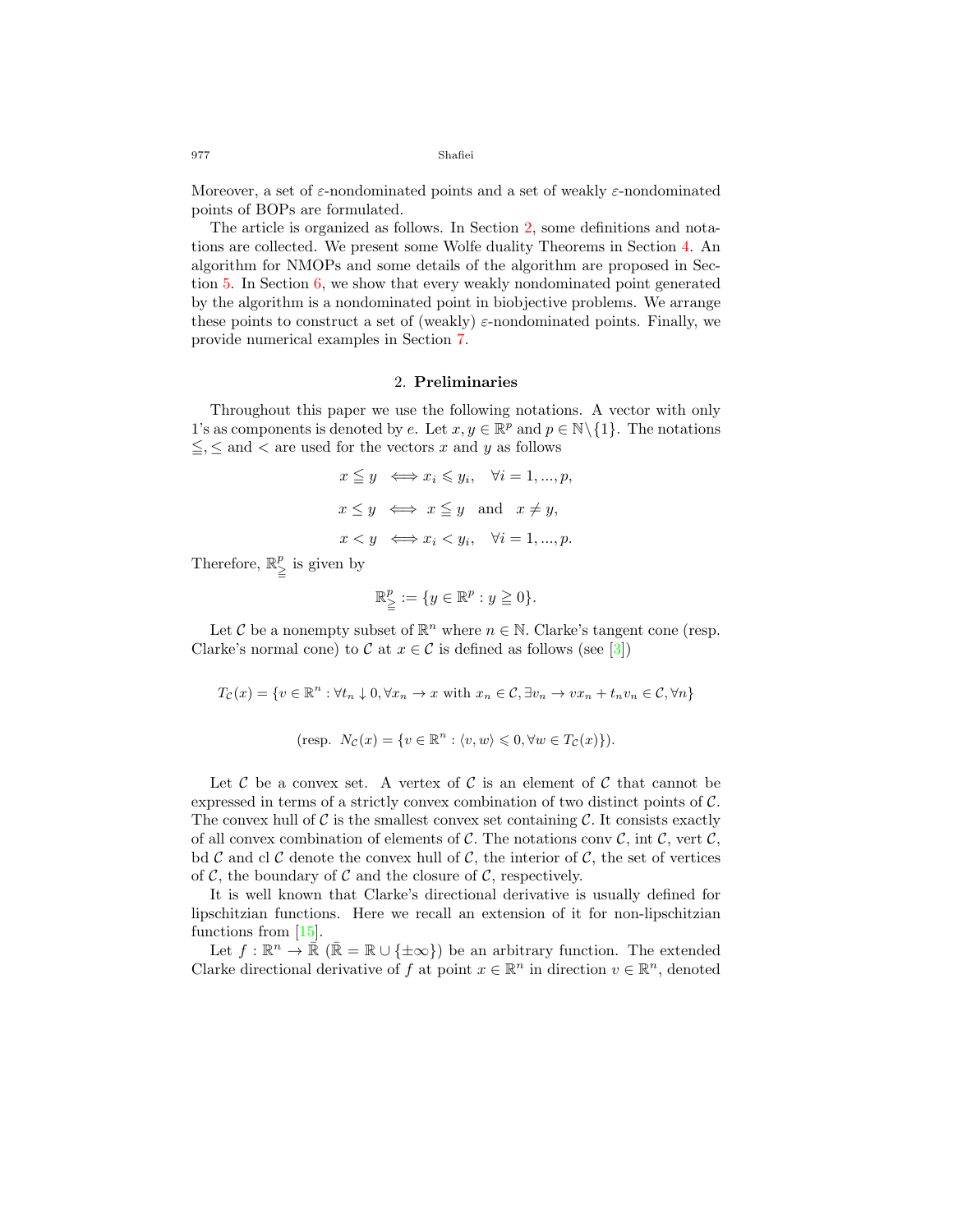Moreover, a set of $\varepsilon$-nondominated points and a set of weakly $\varepsilon$-nondominated points of BOPs are formulated.

The article is organized as follows. In Section 2, some definitions and notations are collected. We present some Wolfe duality Theorems in Section 4. An algorithm for NMOPs and some details of the algorithm are proposed in Section 5. In Section 6, we show that every weakly nondominated point generated by the algorithm is a nondominated point in biobjective problems. We arrange these points to construct a set of (weakly) $\varepsilon$-nondominated points. Finally, we provide numerical examples in Section 7.

## 2. **Preliminaries**

Throughout this paper we use the following notations. A vector with only 1's as components is denoted by $e$. Let $x, y \in \mathbb{R}^p$ and $p \in \mathbb{N}\backslash\{1\}$. The notations $\leqq, \leq$ and $<$ are used for the vectors $x$ and $y$ as follows

$$x \leqq y \iff x_i \leqslant y_i, \quad \forall i = 1, ..., p,$$

$$x \leq y \iff x \leqq y \quad \text{and} \quad x \neq y,$$

$$x < y \iff x_i < y_i, \quad \forall i = 1, ..., p.$$

Therefore, $\mathbb{R}^p_{\geqq}$ is given by

$$\mathbb{R}^p_{\geqq} := \{y \in \mathbb{R}^p : y \geqq 0\}.$$

Let $\mathcal{C}$ be a nonempty subset of $\mathbb{R}^n$ where $n \in \mathbb{N}$. Clarke's tangent cone (resp. Clarke's normal cone) to $\mathcal{C}$ at $x \in \mathcal{C}$ is defined as follows (see [3])

$$T_{\mathcal{C}}(x) = \{v \in \mathbb{R}^n : \forall t_n \downarrow 0, \forall x_n \to x \text{ with } x_n \in \mathcal{C}, \exists v_n \to v x_n + t_n v_n \in \mathcal{C}, \forall n\}$$

$$(\text{resp. } N_{\mathcal{C}}(x) = \{v \in \mathbb{R}^n : \langle v, w \rangle \leqslant 0, \forall w \in T_{\mathcal{C}}(x)\}).$$

Let $\mathcal{C}$ be a convex set. A vertex of $\mathcal{C}$ is an element of $\mathcal{C}$ that cannot be expressed in terms of a strictly convex combination of two distinct points of $\mathcal{C}$. The convex hull of $\mathcal{C}$ is the smallest convex set containing $\mathcal{C}$. It consists exactly of all convex combination of elements of $\mathcal{C}$. The notations conv $\mathcal{C}$, int $\mathcal{C}$, vert $\mathcal{C}$, bd $\mathcal{C}$ and cl $\mathcal{C}$ denote the convex hull of $\mathcal{C}$, the interior of $\mathcal{C}$, the set of vertices of $\mathcal{C}$, the boundary of $\mathcal{C}$ and the closure of $\mathcal{C}$, respectively.

It is well known that Clarke's directional derivative is usually defined for lipschitzian functions. Here we recall an extension of it for non-lipschitzian functions from [15].

Let $f : \mathbb{R}^n \to \bar{\mathbb{R}}$ ($\bar{\mathbb{R}} = \mathbb{R} \cup \{\pm\infty\}$) be an arbitrary function. The extended Clarke directional derivative of $f$ at point $x \in \mathbb{R}^n$ in direction $v \in \mathbb{R}^n$, denoted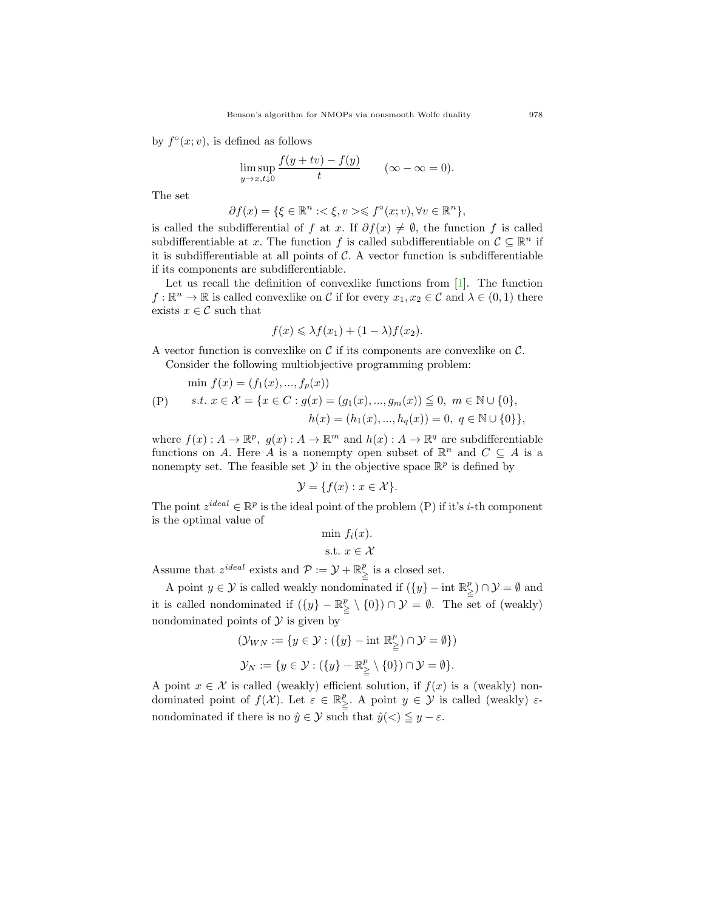by $f^{\circ}(x; v)$, is defined as follows

$$\limsup_{y \to x, t \downarrow 0} \frac{f(y + tv) - f(y)}{t} \qquad (\infty - \infty = 0).$$

The set

$$\partial f(x) = \{\xi \in \mathbb{R}^n : < \xi, v > \leqslant f^{\circ}(x; v), \forall v \in \mathbb{R}^n\},$$

is called the subdifferential of $f$ at $x$. If $\partial f(x) \neq \emptyset$, the function $f$ is called subdifferentiable at $x$. The function $f$ is called subdifferentiable on $\mathcal{C} \subseteq \mathbb{R}^n$ if it is subdifferentiable at all points of $\mathcal{C}$. A vector function is subdifferentiable if its components are subdifferentiable.

Let us recall the definition of convexlike functions from [1]. The function $f : \mathbb{R}^n \to \mathbb{R}$ is called convexlike on $\mathcal{C}$ if for every $x_1, x_2 \in \mathcal{C}$ and $\lambda \in (0, 1)$ there exists $x \in \mathcal{C}$ such that

$$f(x) \leqslant \lambda f(x_1) + (1 - \lambda) f(x_2).$$

A vector function is convexlike on $\mathcal{C}$ if its components are convexlike on $\mathcal{C}$.

Consider the following multiobjective programming problem:

$$
\text{(P)} \qquad
\begin{aligned}
&\min\ f(x) = (f_1(x), ..., f_p(x)) \\
&s.t.\ x \in \mathcal{X} = \{x \in C : g(x) = (g_1(x), ..., g_m(x)) \leqq 0,\ m \in \mathbb{N} \cup \{0\}, \\
&\qquad\qquad\qquad h(x) = (h_1(x), ..., h_q(x)) = 0,\ q \in \mathbb{N} \cup \{0\}\},
\end{aligned}
$$

where $f(x) : A \to \mathbb{R}^p$, $g(x) : A \to \mathbb{R}^m$ and $h(x) : A \to \mathbb{R}^q$ are subdifferentiable functions on $A$. Here $A$ is a nonempty open subset of $\mathbb{R}^n$ and $C \subseteq A$ is a nonempty set. The feasible set $\mathcal{Y}$ in the objective space $\mathbb{R}^p$ is defined by

$$\mathcal{Y} = \{f(x) : x \in \mathcal{X}\}.$$

The point $z^{ideal} \in \mathbb{R}^p$ is the ideal point of the problem (P) if it's $i$-th component is the optimal value of

$$
\begin{aligned}
&\min\ f_i(x). \\
&\text{s.t. } x \in \mathcal{X}
\end{aligned}
$$

Assume that $z^{ideal}$ exists and $\mathcal{P} := \mathcal{Y} + \mathbb{R}^p_{\geqq}$ is a closed set.

A point $y \in \mathcal{Y}$ is called weakly nondominated if $(\{y\} - \text{int } \mathbb{R}^p_{\geqq}) \cap \mathcal{Y} = \emptyset$ and it is called nondominated if $(\{y\} - \mathbb{R}^p_{\geqq} \setminus \{0\}) \cap \mathcal{Y} = \emptyset$. The set of (weakly) nondominated points of $\mathcal{Y}$ is given by

$$(\mathcal{Y}_{WN} := \{y \in \mathcal{Y} : (\{y\} - \text{int } \mathbb{R}^p_{\geqq}) \cap \mathcal{Y} = \emptyset\})$$

$$\mathcal{Y}_N := \{y \in \mathcal{Y} : (\{y\} - \mathbb{R}^p_{\geqq} \setminus \{0\}) \cap \mathcal{Y} = \emptyset\}.$$

A point $x \in \mathcal{X}$ is called (weakly) efficient solution, if $f(x)$ is a (weakly) nondominated point of $f(\mathcal{X})$. Let $\varepsilon \in \mathbb{R}^p_{\geqq}$. A point $y \in \mathcal{Y}$ is called (weakly) $\varepsilon$-nondominated if there is no $\hat{y} \in \mathcal{Y}$ such that $\hat{y}(<) \leqq y - \varepsilon$.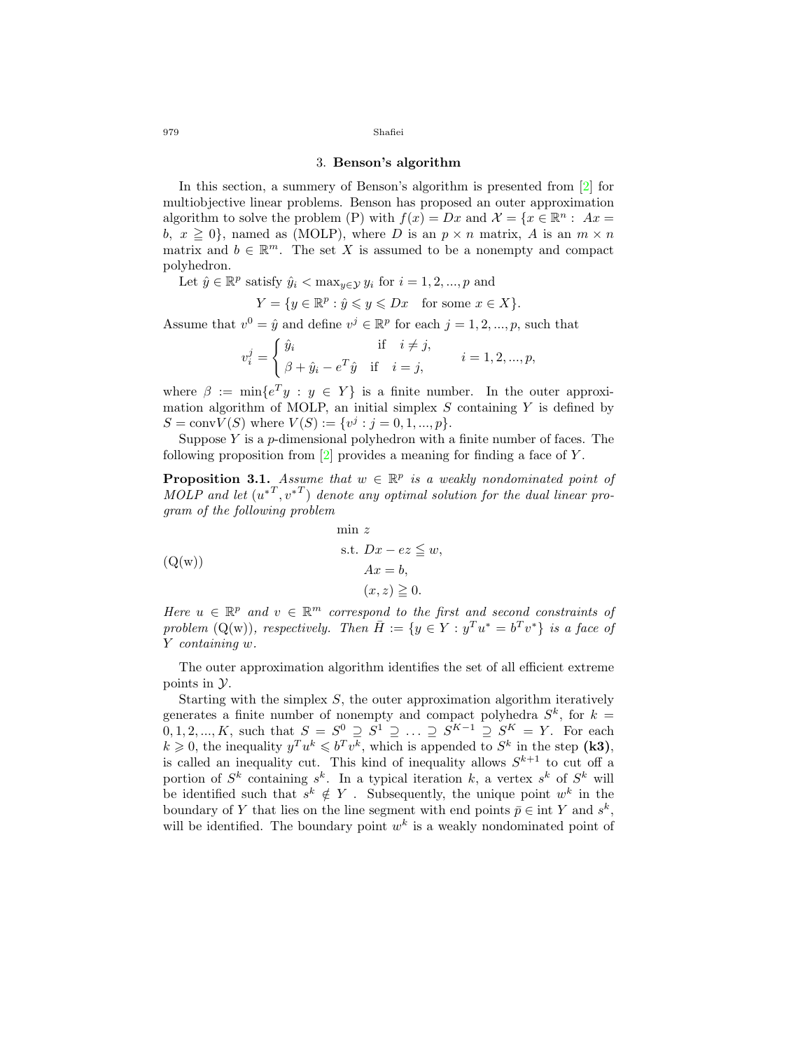## 3. Benson's algorithm

In this section, a summery of Benson's algorithm is presented from [2] for multiobjective linear problems. Benson has proposed an outer approximation algorithm to solve the problem (P) with $f(x) = Dx$ and $\mathcal{X} = \{x \in \mathbb{R}^n : \ Ax = b, \ x \geqq 0\}$, named as (MOLP), where $D$ is an $p \times n$ matrix, $A$ is an $m \times n$ matrix and $b \in \mathbb{R}^m$. The set $X$ is assumed to be a nonempty and compact polyhedron.

Let $\hat{y} \in \mathbb{R}^p$ satisfy $\hat{y}_i < \max_{y \in \mathcal{Y}} y_i$ for $i = 1, 2, ..., p$ and

$$Y = \{y \in \mathbb{R}^p : \hat{y} \leqslant y \leqslant Dx \quad \text{for some } x \in X\}.$$

Assume that $v^0 = \hat{y}$ and define $v^j \in \mathbb{R}^p$ for each $j = 1, 2, ..., p$, such that

$$v_i^j = \begin{cases} \hat{y}_i & \text{if} \quad i \neq j, \\ \beta + \hat{y}_i - e^T \hat{y} & \text{if} \quad i = j, \end{cases} \qquad i = 1, 2, ..., p,$$

where $\beta := \min\{e^T y : y \in Y\}$ is a finite number. In the outer approximation algorithm of MOLP, an initial simplex $S$ containing $Y$ is defined by $S = \text{conv}V(S)$ where $V(S) := \{v^j : j = 0, 1, ..., p\}$.

Suppose $Y$ is a $p$-dimensional polyhedron with a finite number of faces. The following proposition from [2] provides a meaning for finding a face of $Y$.

**Proposition 3.1.** *Assume that $w \in \mathbb{R}^p$ is a weakly nondominated point of MOLP and let $({u^*}^T, {v^*}^T)$ denote any optimal solution for the dual linear program of the following problem*

$$(\text{Q(w)}) \qquad \begin{aligned} \min \ & z \\ \text{s.t. } & Dx - ez \leqq w, \\ & Ax = b, \\ & (x, z) \geqq 0. \end{aligned}$$

*Here $u \in \mathbb{R}^p$ and $v \in \mathbb{R}^m$ correspond to the first and second constraints of problem (Q(w)), respectively. Then $\bar{H} := \{y \in Y : y^T u^* = b^T v^*\}$ is a face of $Y$ containing $w$.*

The outer approximation algorithm identifies the set of all efficient extreme points in $\mathcal{Y}$.

Starting with the simplex $S$, the outer approximation algorithm iteratively generates a finite number of nonempty and compact polyhedra $S^k$, for $k = 0, 1, 2, ..., K$, such that $S = S^0 \supseteq S^1 \supseteq \ldots \supseteq S^{K-1} \supseteq S^K = Y$. For each $k \geqslant 0$, the inequality $y^T u^k \leqslant b^T v^k$, which is appended to $S^k$ in the step **(k3)**, is called an inequality cut. This kind of inequality allows $S^{k+1}$ to cut off a portion of $S^k$ containing $s^k$. In a typical iteration $k$, a vertex $s^k$ of $S^k$ will be identified such that $s^k \notin Y$ . Subsequently, the unique point $w^k$ in the boundary of $Y$ that lies on the line segment with end points $\bar{p} \in \text{int } Y$ and $s^k$, will be identified. The boundary point $w^k$ is a weakly nondominated point of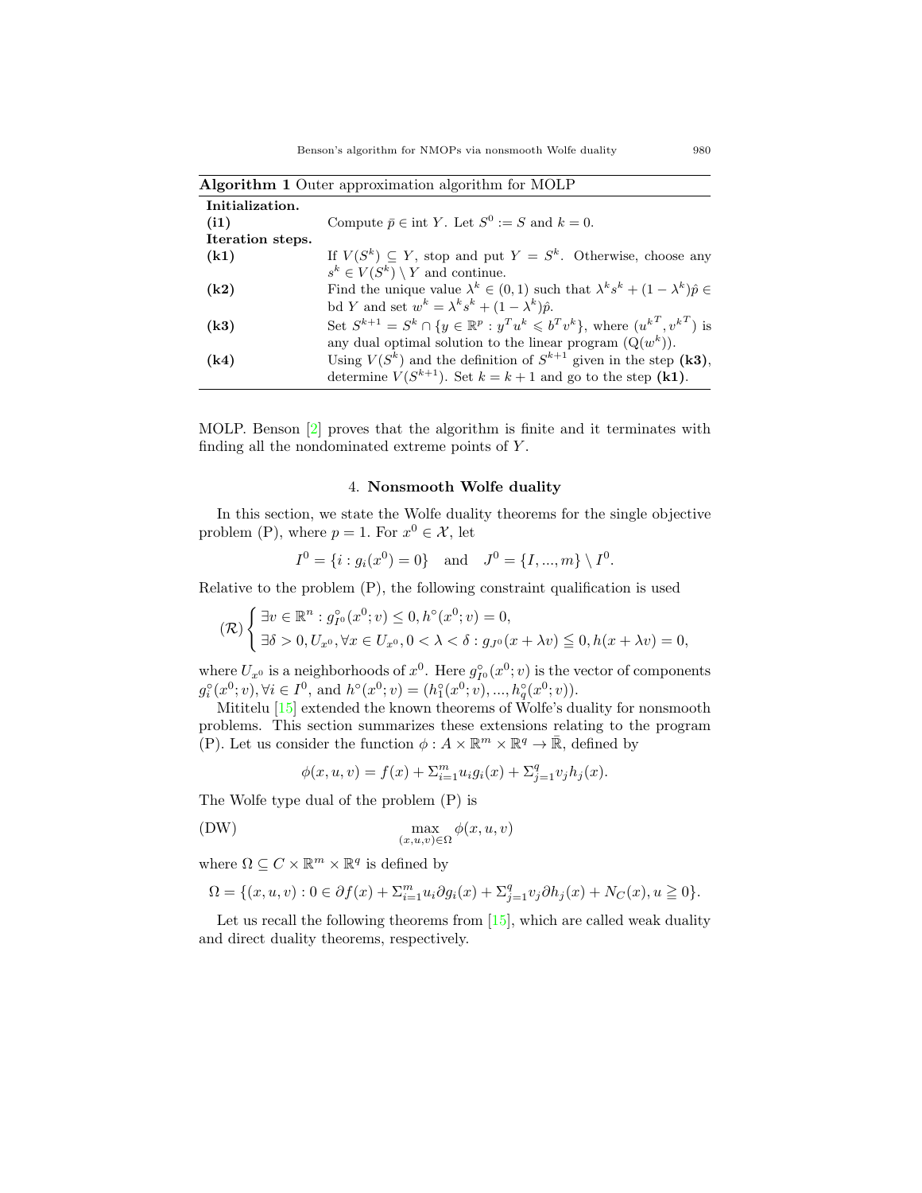**Algorithm 1** Outer approximation algorithm for MOLP

| | |
|---|---|
| **Initialization.** | |
| **(i1)** | Compute $\bar{p} \in \operatorname{int} Y$. Let $S^0 := S$ and $k = 0$. |
| **Iteration steps.** | |
| **(k1)** | If $V(S^k) \subseteq Y$, stop and put $Y = S^k$. Otherwise, choose any $s^k \in V(S^k) \setminus Y$ and continue. |
| **(k2)** | Find the unique value $\lambda^k \in (0,1)$ such that $\lambda^k s^k + (1-\lambda^k)\hat{p} \in \operatorname{bd} Y$ and set $w^k = \lambda^k s^k + (1-\lambda^k)\hat{p}$. |
| **(k3)** | Set $S^{k+1} = S^k \cap \{y \in \mathbb{R}^p : y^T u^k \leqslant b^T v^k\}$, where $({u^k}^T, {v^k}^T)$ is any dual optimal solution to the linear program $(\mathrm{Q}(w^k))$. |
| **(k4)** | Using $V(S^k)$ and the definition of $S^{k+1}$ given in the step **(k3)**, determine $V(S^{k+1})$. Set $k = k+1$ and go to the step **(k1)**. |

MOLP. Benson [2] proves that the algorithm is finite and it terminates with finding all the nondominated extreme points of $Y$.

## 4. Nonsmooth Wolfe duality

In this section, we state the Wolfe duality theorems for the single objective problem (P), where $p = 1$. For $x^0 \in \mathcal{X}$, let

$$I^0 = \{i : g_i(x^0) = 0\} \quad \text{and} \quad J^0 = \{I, ..., m\} \setminus I^0.$$

Relative to the problem (P), the following constraint qualification is used

$$(\mathcal{R}) \begin{cases} \exists v \in \mathbb{R}^n : g^\circ_{I^0}(x^0; v) \leq 0, h^\circ(x^0; v) = 0, \\ \exists \delta > 0, U_{x^0}, \forall x \in U_{x^0}, 0 < \lambda < \delta : g_{J^0}(x + \lambda v) \leqq 0, h(x + \lambda v) = 0, \end{cases}$$

where $U_{x^0}$ is a neighborhoods of $x^0$. Here $g^\circ_{I^0}(x^0; v)$ is the vector of components $g^\circ_i(x^0; v), \forall i \in I^0$, and $h^\circ(x^0; v) = (h^\circ_1(x^0; v), ..., h^\circ_q(x^0; v))$.

Mititelu [15] extended the known theorems of Wolfe's duality for nonsmooth problems. This section summarizes these extensions relating to the program (P). Let us consider the function $\phi : A \times \mathbb{R}^m \times \mathbb{R}^q \to \bar{\mathbb{R}}$, defined by

$$\phi(x, u, v) = f(x) + \Sigma_{i=1}^m u_i g_i(x) + \Sigma_{j=1}^q v_j h_j(x).$$

The Wolfe type dual of the problem (P) is

$$\text{(DW)} \qquad \max_{(x,u,v) \in \Omega} \phi(x, u, v)$$

where $\Omega \subseteq C \times \mathbb{R}^m \times \mathbb{R}^q$ is defined by

$$\Omega = \{(x, u, v) : 0 \in \partial f(x) + \Sigma_{i=1}^m u_i \partial g_i(x) + \Sigma_{j=1}^q v_j \partial h_j(x) + N_C(x), u \geqq 0\}.$$

Let us recall the following theorems from [15], which are called weak duality and direct duality theorems, respectively.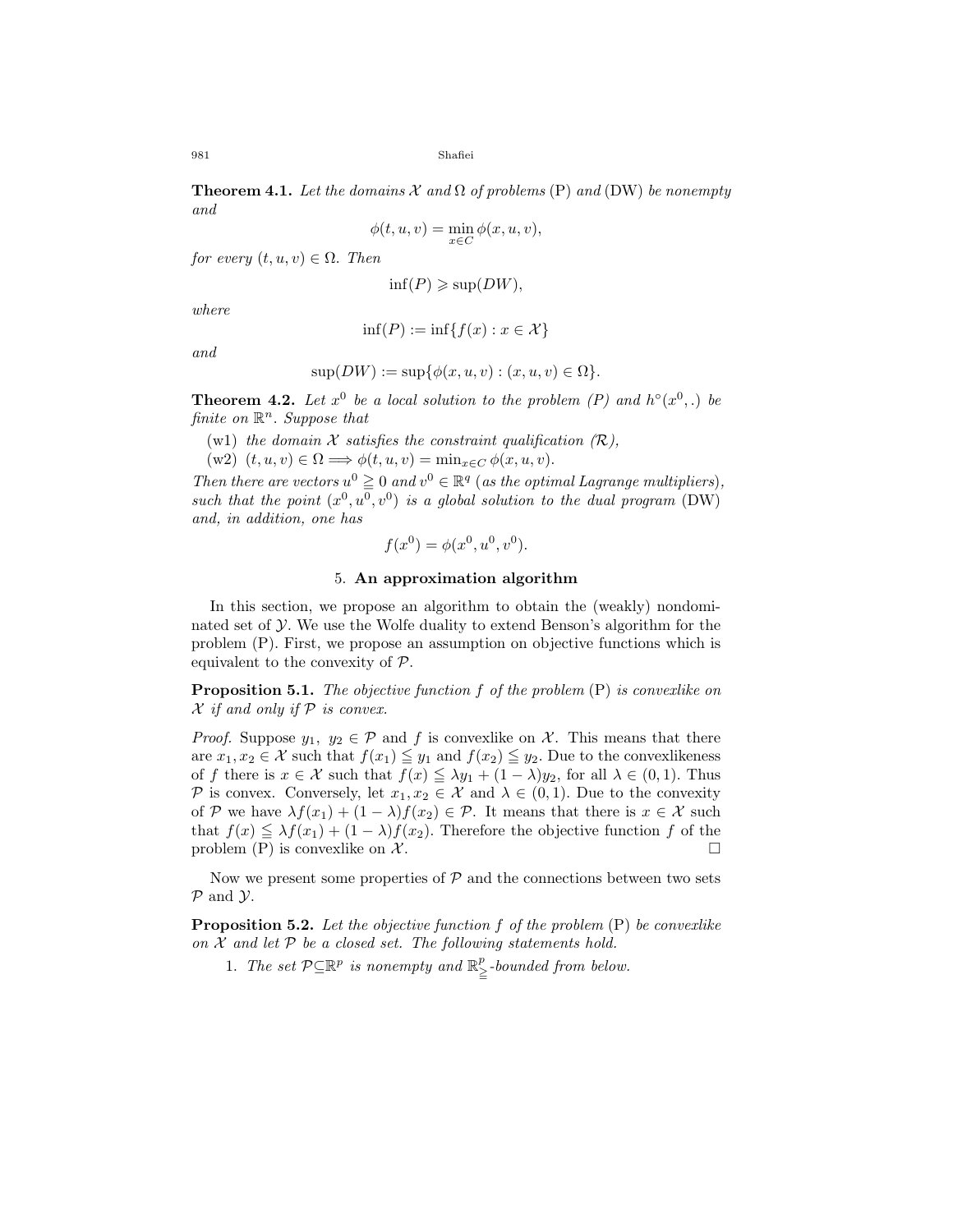**Theorem 4.1.** *Let the domains $\mathcal{X}$ and $\Omega$ of problems* (P) *and* (DW) *be nonempty and*

$$\phi(t, u, v) = \min_{x \in C} \phi(x, u, v),$$

*for every $(t, u, v) \in \Omega$. Then*

$$\inf(P) \geqslant \sup(DW),$$

*where*

$$\inf(P) := \inf\{f(x) : x \in \mathcal{X}\}$$

*and*

$$\sup(DW) := \sup\{\phi(x, u, v) : (x, u, v) \in \Omega\}.$$

**Theorem 4.2.** *Let $x^0$ be a local solution to the problem (P) and $h^\circ(x^0, .)$ be finite on $\mathbb{R}^n$. Suppose that*

(w1) *the domain $\mathcal{X}$ satisfies the constraint qualification ($\mathcal{R}$),*

(w2) $(t, u, v) \in \Omega \Longrightarrow \phi(t, u, v) = \min_{x \in C} \phi(x, u, v)$.

*Then there are vectors $u^0 \geqq 0$ and $v^0 \in \mathbb{R}^q$ (as the optimal Lagrange multipliers), such that the point $(x^0, u^0, v^0)$ is a global solution to the dual program* (DW) *and, in addition, one has*

$$f(x^0) = \phi(x^0, u^0, v^0).$$

## 5. An approximation algorithm

In this section, we propose an algorithm to obtain the (weakly) nondominated set of $\mathcal{Y}$. We use the Wolfe duality to extend Benson's algorithm for the problem (P). First, we propose an assumption on objective functions which is equivalent to the convexity of $\mathcal{P}$.

**Proposition 5.1.** *The objective function $f$ of the problem* (P) *is convexlike on $\mathcal{X}$ if and only if $\mathcal{P}$ is convex.*

*Proof.* Suppose $y_1,\ y_2 \in \mathcal{P}$ and $f$ is convexlike on $\mathcal{X}$. This means that there are $x_1, x_2 \in \mathcal{X}$ such that $f(x_1) \leqq y_1$ and $f(x_2) \leqq y_2$. Due to the convexlikeness of $f$ there is $x \in \mathcal{X}$ such that $f(x) \leqq \lambda y_1 + (1-\lambda) y_2$, for all $\lambda \in (0, 1)$. Thus $\mathcal{P}$ is convex. Conversely, let $x_1, x_2 \in \mathcal{X}$ and $\lambda \in (0, 1)$. Due to the convexity of $\mathcal{P}$ we have $\lambda f(x_1) + (1-\lambda) f(x_2) \in \mathcal{P}$. It means that there is $x \in \mathcal{X}$ such that $f(x) \leqq \lambda f(x_1) + (1-\lambda) f(x_2)$. Therefore the objective function $f$ of the problem (P) is convexlike on $\mathcal{X}$. $\square$

Now we present some properties of $\mathcal{P}$ and the connections between two sets $\mathcal{P}$ and $\mathcal{Y}$.

**Proposition 5.2.** *Let the objective function $f$ of the problem* (P) *be convexlike on $\mathcal{X}$ and let $\mathcal{P}$ be a closed set. The following statements hold.*

1. *The set $\mathcal{P} \subseteq \mathbb{R}^p$ is nonempty and $\mathbb{R}^p_{\geqq}$-bounded from below.*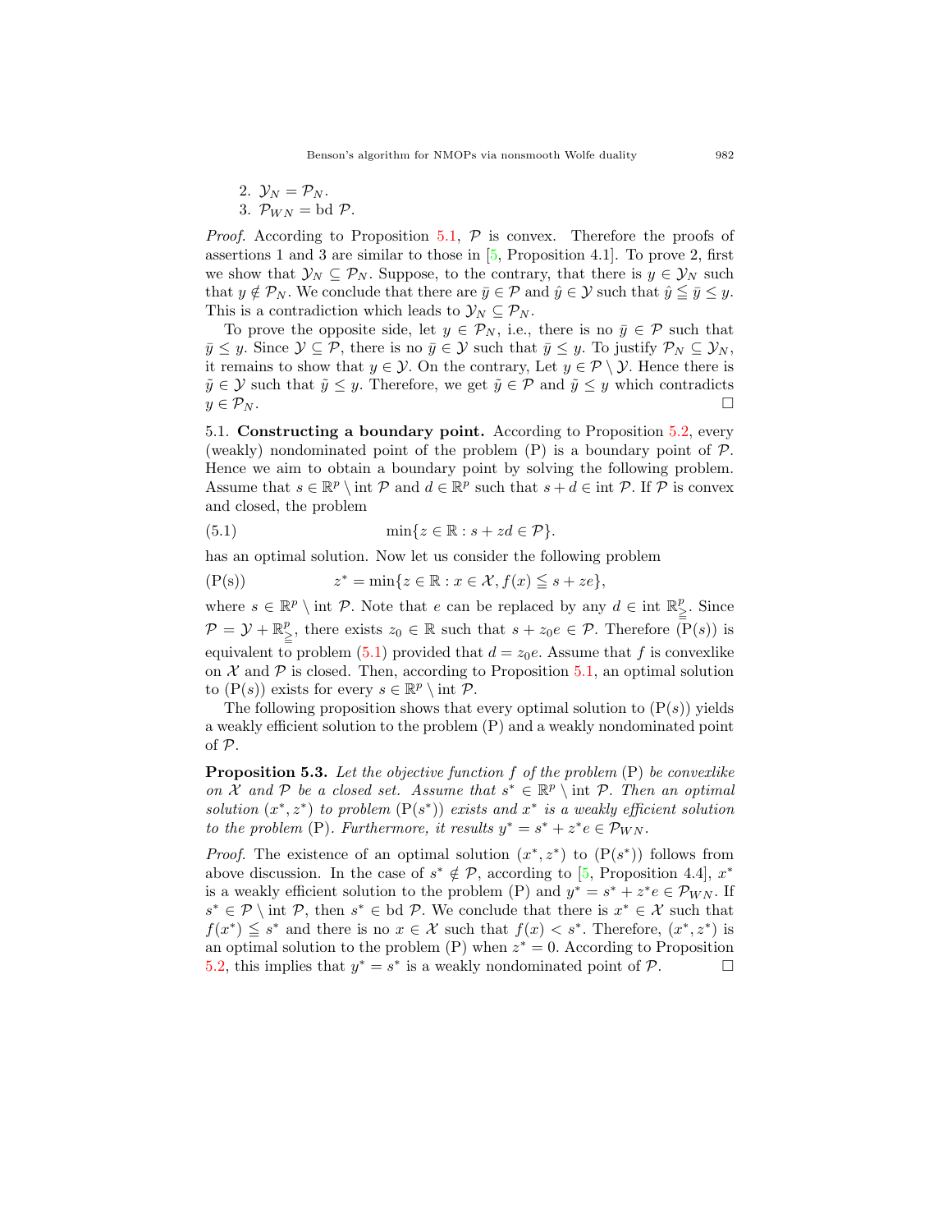2. $\mathcal{Y}_N = \mathcal{P}_N$.
3. $\mathcal{P}_{WN} = \text{bd } \mathcal{P}$.

*Proof.* According to Proposition 5.1, $\mathcal{P}$ is convex. Therefore the proofs of assertions 1 and 3 are similar to those in [5, Proposition 4.1]. To prove 2, first we show that $\mathcal{Y}_N \subseteq \mathcal{P}_N$. Suppose, to the contrary, that there is $y \in \mathcal{Y}_N$ such that $y \notin \mathcal{P}_N$. We conclude that there are $\bar{y} \in \mathcal{P}$ and $\hat{y} \in \mathcal{Y}$ such that $\hat{y} \leqq \bar{y} \leq y$. This is a contradiction which leads to $\mathcal{Y}_N \subseteq \mathcal{P}_N$.

To prove the opposite side, let $y \in \mathcal{P}_N$, i.e., there is no $\bar{y} \in \mathcal{P}$ such that $\bar{y} \leq y$. Since $\mathcal{Y} \subseteq \mathcal{P}$, there is no $\bar{y} \in \mathcal{Y}$ such that $\bar{y} \leq y$. To justify $\mathcal{P}_N \subseteq \mathcal{Y}_N$, it remains to show that $y \in \mathcal{Y}$. On the contrary, Let $y \in \mathcal{P} \setminus \mathcal{Y}$. Hence there is $\tilde{y} \in \mathcal{Y}$ such that $\tilde{y} \leq y$. Therefore, we get $\tilde{y} \in \mathcal{P}$ and $\tilde{y} \leq y$ which contradicts $y \in \mathcal{P}_N$. $\square$

5.1. **Constructing a boundary point.** According to Proposition 5.2, every (weakly) nondominated point of the problem (P) is a boundary point of $\mathcal{P}$. Hence we aim to obtain a boundary point by solving the following problem. Assume that $s \in \mathbb{R}^p \setminus \text{int } \mathcal{P}$ and $d \in \mathbb{R}^p$ such that $s + d \in \text{int } \mathcal{P}$. If $\mathcal{P}$ is convex and closed, the problem

$$\min\{z \in \mathbb{R} : s + zd \in \mathcal{P}\}. \tag{5.1}$$

has an optimal solution. Now let us consider the following problem

$$\text{(P(s))} \qquad z^* = \min\{z \in \mathbb{R} : x \in \mathcal{X}, f(x) \leqq s + ze\},$$

where $s \in \mathbb{R}^p \setminus \text{int } \mathcal{P}$. Note that $e$ can be replaced by any $d \in \text{int } \mathbb{R}^p_{\geqq}$. Since $\mathcal{P} = \mathcal{Y} + \mathbb{R}^p_{\geqq}$, there exists $z_0 \in \mathbb{R}$ such that $s + z_0 e \in \mathcal{P}$. Therefore $(\text{P}(s))$ is equivalent to problem (5.1) provided that $d = z_0 e$. Assume that $f$ is convexlike on $\mathcal{X}$ and $\mathcal{P}$ is closed. Then, according to Proposition 5.1, an optimal solution to $(\text{P}(s))$ exists for every $s \in \mathbb{R}^p \setminus \mathcal{P}$.

The following proposition shows that every optimal solution to $(\text{P}(s))$ yields a weakly efficient solution to the problem (P) and a weakly nondominated point of $\mathcal{P}$.

**Proposition 5.3.** *Let the objective function $f$ of the problem* (P) *be convexlike on $\mathcal{X}$ and $\mathcal{P}$ be a closed set. Assume that $s^* \in \mathbb{R}^p \setminus \text{int } \mathcal{P}$. Then an optimal solution $(x^*, z^*)$ to problem $(\text{P}(s^*))$ exists and $x^*$ is a weakly efficient solution to the problem* (P)*. Furthermore, it results $y^* = s^* + z^* e \in \mathcal{P}_{WN}$.*

*Proof.* The existence of an optimal solution $(x^*, z^*)$ to $(\text{P}(s^*))$ follows from above discussion. In the case of $s^* \notin \mathcal{P}$, according to [5, Proposition 4.4], $x^*$ is a weakly efficient solution to the problem (P) and $y^* = s^* + z^* e \in \mathcal{P}_{WN}$. If $s^* \in \mathcal{P} \setminus \text{int } \mathcal{P}$, then $s^* \in \text{bd } \mathcal{P}$. We conclude that there is $x^* \in \mathcal{X}$ such that $f(x^*) \leqq s^*$ and there is no $x \in \mathcal{X}$ such that $f(x) < s^*$. Therefore, $(x^*, z^*)$ is an optimal solution to the problem (P) when $z^* = 0$. According to Proposition 5.2, this implies that $y^* = s^*$ is a weakly nondominated point of $\mathcal{P}$. $\square$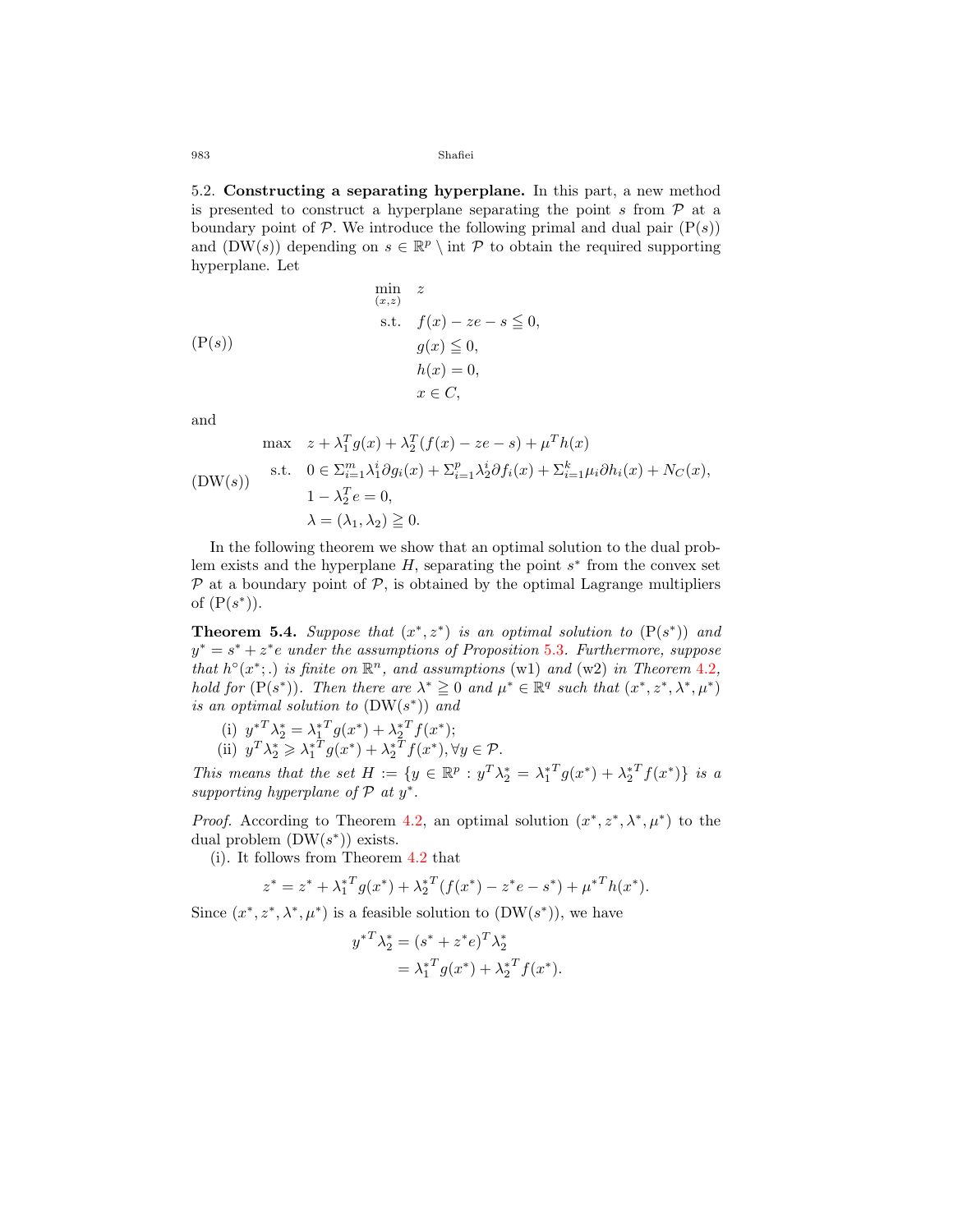5.2. **Constructing a separating hyperplane.** In this part, a new method is presented to construct a hyperplane separating the point $s$ from $\mathcal{P}$ at a boundary point of $\mathcal{P}$. We introduce the following primal and dual pair (P($s$)) and (DW($s$)) depending on $s \in \mathbb{R}^p \setminus \text{int } \mathcal{P}$ to obtain the required supporting hyperplane. Let

$$
(\mathrm{P}(s)) \qquad \begin{aligned}
\min_{(x,z)} \quad & z \\
\text{s.t.} \quad & f(x) - ze - s \leqq 0, \\
& g(x) \leqq 0, \\
& h(x) = 0, \\
& x \in C,
\end{aligned}
$$

and

$$
(\mathrm{DW}(s)) \qquad \begin{aligned}
\max \quad & z + \lambda_1^T g(x) + \lambda_2^T (f(x) - ze - s) + \mu^T h(x) \\
\text{s.t.} \quad & 0 \in \Sigma_{i=1}^m \lambda_1^i \partial g_i(x) + \Sigma_{i=1}^p \lambda_2^i \partial f_i(x) + \Sigma_{i=1}^k \mu_i \partial h_i(x) + N_C(x), \\
& 1 - \lambda_2^T e = 0, \\
& \lambda = (\lambda_1, \lambda_2) \geqq 0.
\end{aligned}
$$

In the following theorem we show that an optimal solution to the dual problem exists and the hyperplane $H$, separating the point $s^*$ from the convex set $\mathcal{P}$ at a boundary point of $\mathcal{P}$, is obtained by the optimal Lagrange multipliers of (P($s^*$)).

**Theorem 5.4.** *Suppose that $(x^*, z^*)$ is an optimal solution to (P($s^*$)) and $y^* = s^* + z^* e$ under the assumptions of Proposition 5.3. Furthermore, suppose that $h^\circ(x^*; .)$ is finite on $\mathbb{R}^n$, and assumptions* (w1) *and* (w2) *in Theorem 4.2, hold for* (P($s^*$)). *Then there are $\lambda^* \geqq 0$ and $\mu^* \in \mathbb{R}^q$ such that $(x^*, z^*, \lambda^*, \mu^*)$ is an optimal solution to* (DW($s^*$)) *and*

(i) ${y^*}^T \lambda_2^* = {\lambda_1^*}^T g(x^*) + {\lambda_2^*}^T f(x^*)$;

(ii) $y^T \lambda_2^* \geqslant {\lambda_1^*}^T g(x^*) + {\lambda_2^*}^T f(x^*), \forall y \in \mathcal{P}$.

*This means that the set $H := \{y \in \mathbb{R}^p : y^T \lambda_2^* = {\lambda_1^*}^T g(x^*) + {\lambda_2^*}^T f(x^*)\}$ is a supporting hyperplane of $\mathcal{P}$ at $y^*$.*

*Proof.* According to Theorem 4.2, an optimal solution $(x^*, z^*, \lambda^*, \mu^*)$ to the dual problem (DW($s^*$)) exists.

(i). It follows from Theorem 4.2 that

$$
z^* = z^* + {\lambda_1^*}^T g(x^*) + {\lambda_2^*}^T (f(x^*) - z^* e - s^*) + {\mu^*}^T h(x^*).
$$

Since $(x^*, z^*, \lambda^*, \mu^*)$ is a feasible solution to (DW($s^*$)), we have

$$
\begin{aligned}
{y^*}^T \lambda_2^* &= (s^* + z^* e)^T \lambda_2^* \\
&= {\lambda_1^*}^T g(x^*) + {\lambda_2^*}^T f(x^*).
\end{aligned}
$$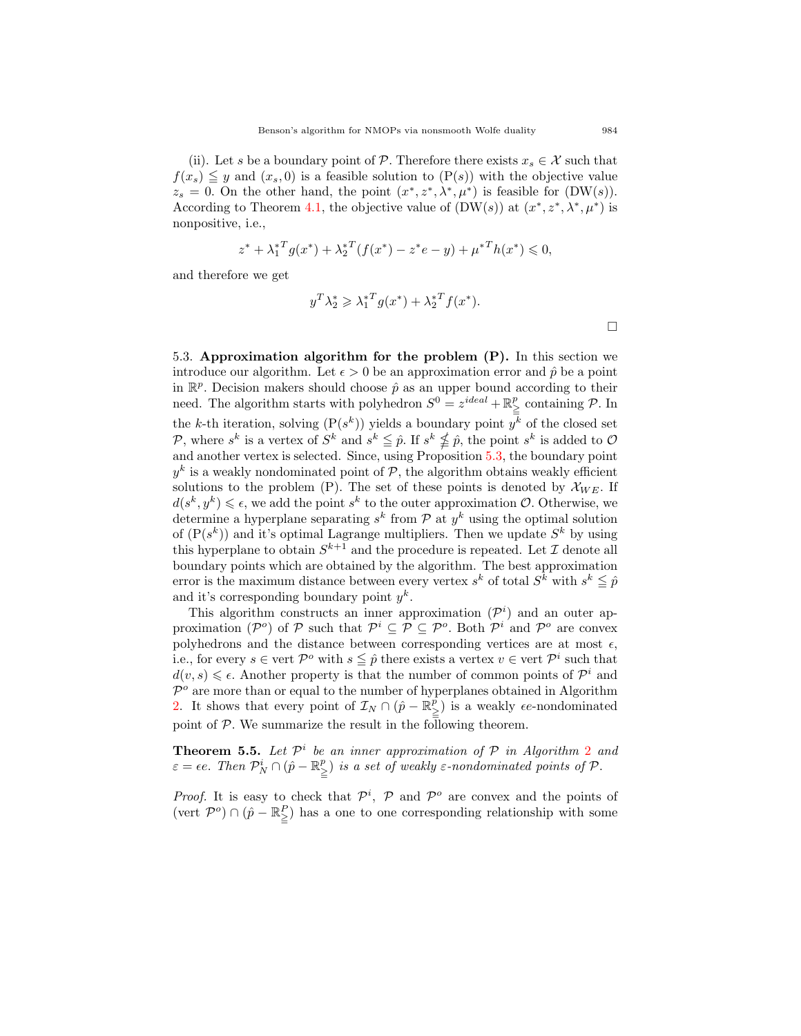(ii). Let $s$ be a boundary point of $\mathcal{P}$. Therefore there exists $x_s \in \mathcal{X}$ such that $f(x_s) \leqq y$ and $(x_s, 0)$ is a feasible solution to (P($s$)) with the objective value $z_s = 0$. On the other hand, the point $(x^*, z^*, \lambda^*, \mu^*)$ is feasible for (DW($s$)). According to Theorem 4.1, the objective value of (DW($s$)) at $(x^*, z^*, \lambda^*, \mu^*)$ is nonpositive, i.e.,

$$z^* + {\lambda_1^*}^T g(x^*) + {\lambda_2^*}^T (f(x^*) - z^* e - y) + {\mu^*}^T h(x^*) \leqslant 0,$$

and therefore we get

$$y^T \lambda_2^* \geqslant {\lambda_1^*}^T g(x^*) + {\lambda_2^*}^T f(x^*).$$

□

5.3. **Approximation algorithm for the problem (P).** In this section we introduce our algorithm. Let $\epsilon > 0$ be an approximation error and $\hat{p}$ be a point in $\mathbb{R}^p$. Decision makers should choose $\hat{p}$ as an upper bound according to their need. The algorithm starts with polyhedron $S^0 = z^{ideal} + \mathbb{R}^p_{\geqq}$ containing $\mathcal{P}$. In the $k$-th iteration, solving (P($s^k$)) yields a boundary point $y^k$ of the closed set $\mathcal{P}$, where $s^k$ is a vertex of $S^k$ and $s^k \leqq \hat{p}$. If $s^k \nleqq \hat{p}$, the point $s^k$ is added to $\mathcal{O}$ and another vertex is selected. Since, using Proposition 5.3, the boundary point $y^k$ is a weakly nondominated point of $\mathcal{P}$, the algorithm obtains weakly efficient solutions to the problem (P). The set of these points is denoted by $\mathcal{X}_{WE}$. If $d(s^k, y^k) \leqslant \epsilon$, we add the point $s^k$ to the outer approximation $\mathcal{O}$. Otherwise, we determine a hyperplane separating $s^k$ from $\mathcal{P}$ at $y^k$ using the optimal solution of (P($s^k$)) and it's optimal Lagrange multipliers. Then we update $S^k$ by using this hyperplane to obtain $S^{k+1}$ and the procedure is repeated. Let $\mathcal{I}$ denote all boundary points which are obtained by the algorithm. The best approximation error is the maximum distance between every vertex $s^k$ of total $S^k$ with $s^k \leqq \hat{p}$ and it's corresponding boundary point $y^k$.

This algorithm constructs an inner approximation ($\mathcal{P}^i$) and an outer approximation ($\mathcal{P}^o$) of $\mathcal{P}$ such that $\mathcal{P}^i \subseteq \mathcal{P} \subseteq \mathcal{P}^o$. Both $\mathcal{P}^i$ and $\mathcal{P}^o$ are convex polyhedrons and the distance between corresponding vertices are at most $\epsilon$, i.e., for every $s \in \operatorname{vert} \mathcal{P}^o$ with $s \leqq \hat{p}$ there exists a vertex $v \in \operatorname{vert} \mathcal{P}^i$ such that $d(v, s) \leqslant \epsilon$. Another property is that the number of common points of $\mathcal{P}^i$ and $\mathcal{P}^o$ are more than or equal to the number of hyperplanes obtained in Algorithm 2. It shows that every point of $\mathcal{I}_N \cap (\hat{p} - \mathbb{R}^p_{\geqq})$ is a weakly $\epsilon e$-nondominated point of $\mathcal{P}$. We summarize the result in the following theorem.

**Theorem 5.5.** *Let $\mathcal{P}^i$ be an inner approximation of $\mathcal{P}$ in Algorithm 2 and $\varepsilon = \epsilon e$. Then $\mathcal{P}^i_N \cap (\hat{p} - \mathbb{R}^p_{\geqq})$ is a set of weakly $\varepsilon$-nondominated points of $\mathcal{P}$.*

*Proof.* It is easy to check that $\mathcal{P}^i$, $\mathcal{P}$ and $\mathcal{P}^o$ are convex and the points of $(\operatorname{vert} \mathcal{P}^o) \cap (\hat{p} - \mathbb{R}^P_{\geqq})$ has a one to one corresponding relationship with some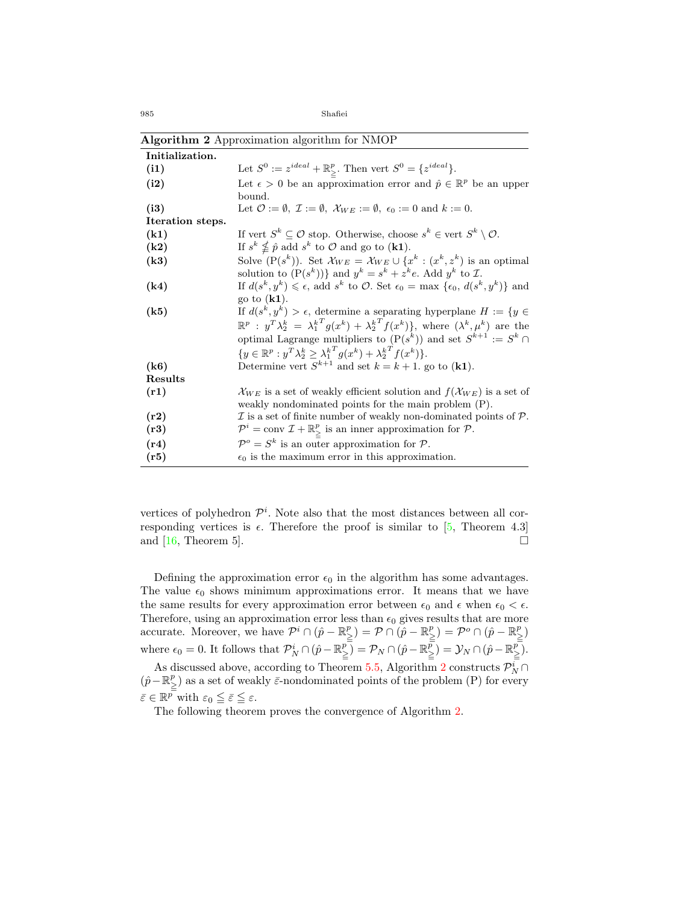**Algorithm 2** Approximation algorithm for NMOP

| | |
|---|---|
| **Initialization.** | |
| **(i1)** | Let $S^0 := z^{ideal} + \mathbb{R}^p_{\geqq}$. Then vert $S^0 = \{z^{ideal}\}$. |
| **(i2)** | Let $\epsilon > 0$ be an approximation error and $\hat{p} \in \mathbb{R}^p$ be an upper bound. |
| **(i3)** | Let $\mathcal{O} := \emptyset$, $\mathcal{I} := \emptyset$, $\mathcal{X}_{WE} := \emptyset$, $\epsilon_0 := 0$ and $k := 0$. |
| **Iteration steps.** | |
| **(k1)** | If vert $S^k \subseteq \mathcal{O}$ stop. Otherwise, choose $s^k \in$ vert $S^k \setminus \mathcal{O}$. |
| **(k2)** | If $s^k \nleqq \hat{p}$ add $s^k$ to $\mathcal{O}$ and go to **(k1)**. |
| **(k3)** | Solve $(\mathrm{P}(s^k))$. Set $\mathcal{X}_{WE} = \mathcal{X}_{WE} \cup \{x^k : (x^k, z^k)$ is an optimal solution to $(\mathrm{P}(s^k))\}$ and $y^k = s^k + z^k e$. Add $y^k$ to $\mathcal{I}$. |
| **(k4)** | If $d(s^k, y^k) \leqslant \epsilon$, add $s^k$ to $\mathcal{O}$. Set $\epsilon_0 = \max\{\epsilon_0, d(s^k, y^k)\}$ and go to **(k1)**. |
| **(k5)** | If $d(s^k, y^k) > \epsilon$, determine a separating hyperplane $H := \{y \in \mathbb{R}^p : y^T \lambda_2^k = {\lambda_1^k}^T g(x^k) + {\lambda_2^k}^T f(x^k)\}$, where $(\lambda^k, \mu^k)$ are the optimal Lagrange multipliers to $(\mathrm{P}(s^k))$ and set $S^{k+1} := S^k \cap \{y \in \mathbb{R}^p : y^T \lambda_2^k \geq {\lambda_1^k}^T g(x^k) + {\lambda_2^k}^T f(x^k)\}$. |
| **(k6)** | Determine vert $S^{k+1}$ and set $k = k + 1$. go to **(k1)**. |
| **Results** | |
| **(r1)** | $\mathcal{X}_{WE}$ is a set of weakly efficient solution and $f(\mathcal{X}_{WE})$ is a set of weakly nondominated points for the main problem (P). |
| **(r2)** | $\mathcal{I}$ is a set of finite number of weakly non-dominated points of $\mathcal{P}$. |
| **(r3)** | $\mathcal{P}^i =$ conv $\mathcal{I} + \mathbb{R}^p_{\geqq}$ is an inner approximation for $\mathcal{P}$. |
| **(r4)** | $\mathcal{P}^o = S^k$ is an outer approximation for $\mathcal{P}$. |
| **(r5)** | $\epsilon_0$ is the maximum error in this approximation. |

vertices of polyhedron $\mathcal{P}^i$. Note also that the most distances between all corresponding vertices is $\epsilon$. Therefore the proof is similar to [5, Theorem 4.3] and [16, Theorem 5]. □

Defining the approximation error $\epsilon_0$ in the algorithm has some advantages. The value $\epsilon_0$ shows minimum approximations error. It means that we have the same results for every approximation error between $\epsilon_0$ and $\epsilon$ when $\epsilon_0 < \epsilon$. Therefore, using an approximation error less than $\epsilon_0$ gives results that are more accurate. Moreover, we have $\mathcal{P}^i \cap (\hat{p} - \mathbb{R}^p_{\geqq}) = \mathcal{P} \cap (\hat{p} - \mathbb{R}^p_{\geqq}) = \mathcal{P}^o \cap (\hat{p} - \mathbb{R}^p_{\geqq})$ where $\epsilon_0 = 0$. It follows that $\mathcal{P}^i_N \cap (\hat{p} - \mathbb{R}^p_{\geqq}) = \mathcal{P}_N \cap (\hat{p} - \mathbb{R}^p_{\geqq}) = \mathcal{Y}_N \cap (\hat{p} - \mathbb{R}^p_{\geqq})$.

As discussed above, according to Theorem 5.5, Algorithm 2 constructs $\mathcal{P}^i_N \cap (\hat{p} - \mathbb{R}^p_{\geqq})$ as a set of weakly $\bar{\varepsilon}$-nondominated points of the problem (P) for every $\bar{\varepsilon} \in \mathbb{R}^p$ with $\varepsilon_0 \leqq \bar{\varepsilon} \leqq \varepsilon$.

The following theorem proves the convergence of Algorithm 2.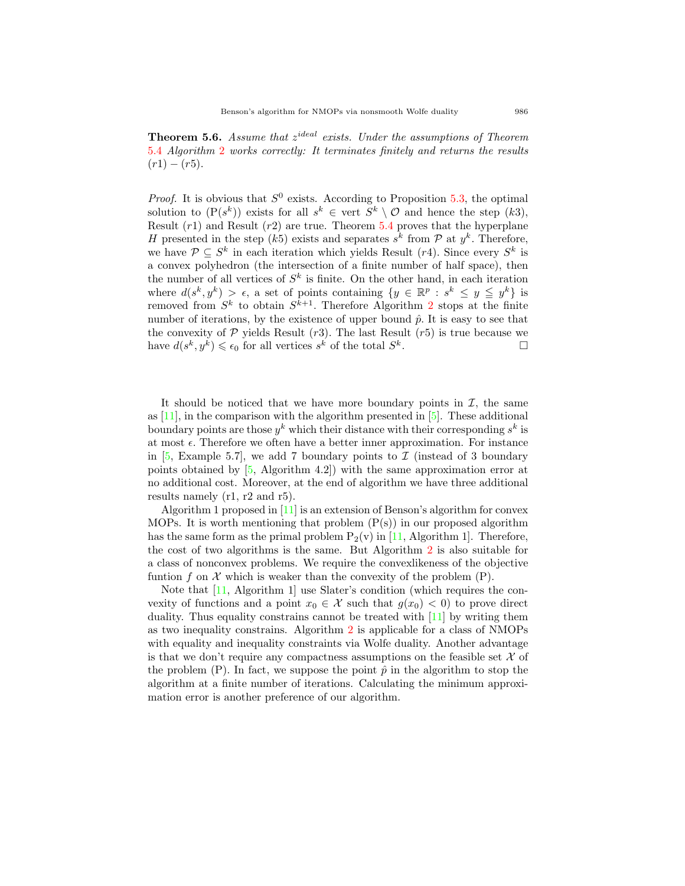**Theorem 5.6.** *Assume that $z^{ideal}$ exists. Under the assumptions of Theorem 5.4 Algorithm 2 works correctly: It terminates finitely and returns the results $(r1) - (r5)$.*

*Proof.* It is obvious that $S^0$ exists. According to Proposition 5.3, the optimal solution to $(\mathrm{P}(s^k))$ exists for all $s^k \in \text{vert } S^k \setminus \mathcal{O}$ and hence the step $(k3)$, Result $(r1)$ and Result $(r2)$ are true. Theorem 5.4 proves that the hyperplane $H$ presented in the step $(k5)$ exists and separates $s^k$ from $\mathcal{P}$ at $y^k$. Therefore, we have $\mathcal{P} \subseteq S^k$ in each iteration which yields Result $(r4)$. Since every $S^k$ is a convex polyhedron (the intersection of a finite number of half space), then the number of all vertices of $S^k$ is finite. On the other hand, in each iteration where $d(s^k, y^k) > \epsilon$, a set of points containing $\{y \in \mathbb{R}^p : s^k \leq y \leqq y^k\}$ is removed from $S^k$ to obtain $S^{k+1}$. Therefore Algorithm 2 stops at the finite number of iterations, by the existence of upper bound $\hat{p}$. It is easy to see that the convexity of $\mathcal{P}$ yields Result $(r3)$. The last Result $(r5)$ is true because we have $d(s^k, y^k) \leqslant \epsilon_0$ for all vertices $s^k$ of the total $S^k$. □

It should be noticed that we have more boundary points in $\mathcal{I}$, the same as [11], in the comparison with the algorithm presented in [5]. These additional boundary points are those $y^k$ which their distance with their corresponding $s^k$ is at most $\epsilon$. Therefore we often have a better inner approximation. For instance in [5, Example 5.7], we add 7 boundary points to $\mathcal{I}$ (instead of 3 boundary points obtained by [5, Algorithm 4.2]) with the same approximation error at no additional cost. Moreover, at the end of algorithm we have three additional results namely (r1, r2 and r5).

Algorithm 1 proposed in [11] is an extension of Benson's algorithm for convex MOPs. It is worth mentioning that problem (P(s)) in our proposed algorithm has the same form as the primal problem $\mathrm{P}_2(\mathrm{v})$ in [11, Algorithm 1]. Therefore, the cost of two algorithms is the same. But Algorithm 2 is also suitable for a class of nonconvex problems. We require the convexlikeness of the objective funtion $f$ on $\mathcal{X}$ which is weaker than the convexity of the problem (P).

Note that [11, Algorithm 1] use Slater's condition (which requires the convexity of functions and a point $x_0 \in \mathcal{X}$ such that $g(x_0) < 0$) to prove direct duality. Thus equality constrains cannot be treated with [11] by writing them as two inequality constrains. Algorithm 2 is applicable for a class of NMOPs with equality and inequality constraints via Wolfe duality. Another advantage is that we don't require any compactness assumptions on the feasible set $\mathcal{X}$ of the problem (P). In fact, we suppose the point $\hat{p}$ in the algorithm to stop the algorithm at a finite number of iterations. Calculating the minimum approximation error is another preference of our algorithm.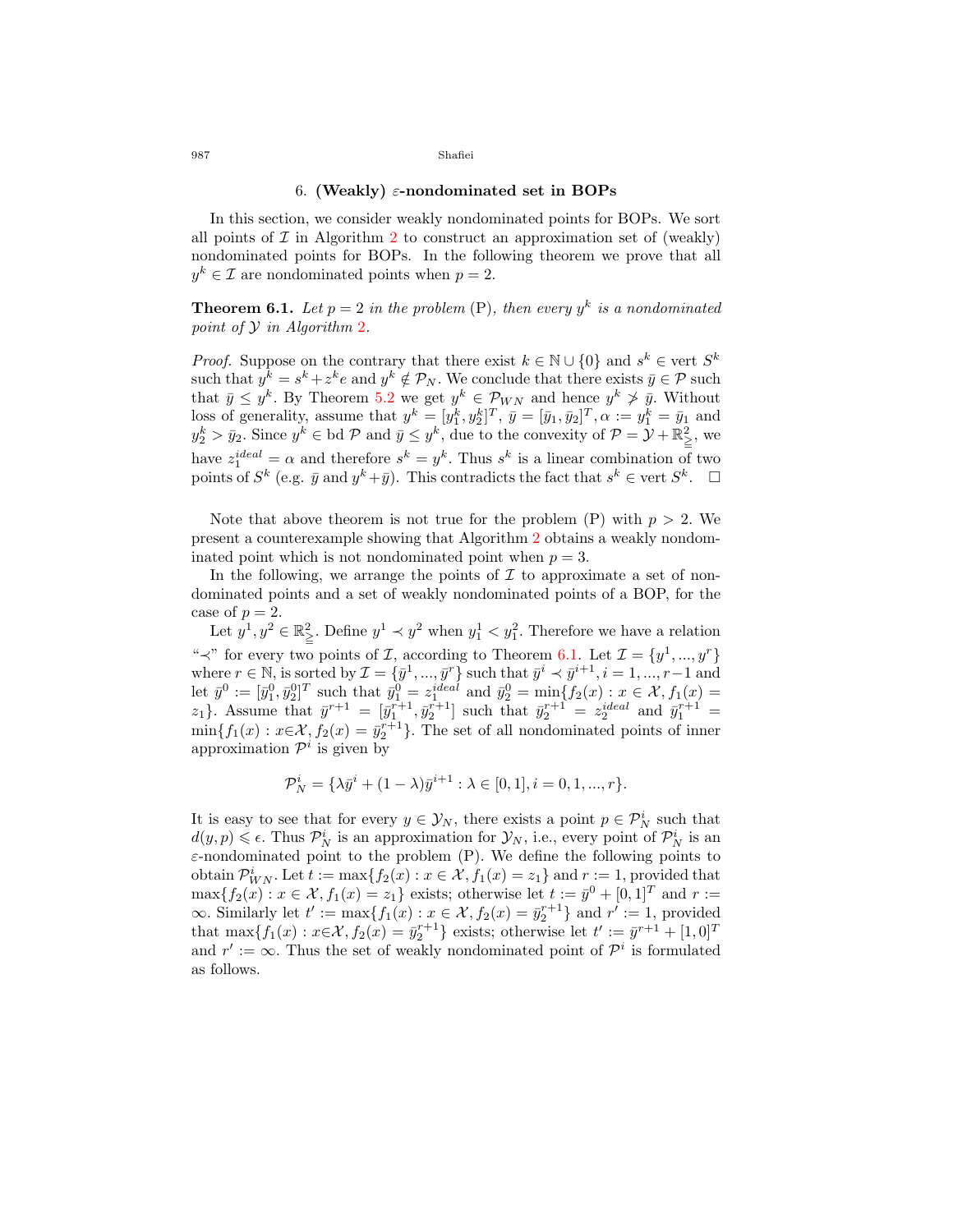## 6. (Weakly) $\varepsilon$-nondominated set in BOPs

In this section, we consider weakly nondominated points for BOPs. We sort all points of $\mathcal{I}$ in Algorithm 2 to construct an approximation set of (weakly) nondominated points for BOPs. In the following theorem we prove that all $y^k \in \mathcal{I}$ are nondominated points when $p = 2$.

**Theorem 6.1.** *Let $p = 2$ in the problem* (P)*, then every $y^k$ is a nondominated point of $\mathcal{Y}$ in Algorithm 2.*

*Proof.* Suppose on the contrary that there exist $k \in \mathbb{N} \cup \{0\}$ and $s^k \in \text{vert } S^k$ such that $y^k = s^k + z^k e$ and $y^k \notin \mathcal{P}_N$. We conclude that there exists $\bar{y} \in \mathcal{P}$ such that $\bar{y} \leq y^k$. By Theorem 5.2 we get $y^k \in \mathcal{P}_{WN}$ and hence $y^k \not> \bar{y}$. Without loss of generality, assume that $y^k = [y_1^k, y_2^k]^T$, $\bar{y} = [\bar{y}_1, \bar{y}_2]^T, \alpha := y_1^k = \bar{y}_1$ and $y_2^k > \bar{y}_2$. Since $y^k \in \text{bd } \mathcal{P}$ and $\bar{y} \leq y^k$, due to the convexity of $\mathcal{P} = \mathcal{Y} + \mathbb{R}^2_{\geqq}$, we have $z_1^{ideal} = \alpha$ and therefore $s^k = y^k$. Thus $s^k$ is a linear combination of two points of $S^k$ (e.g. $\bar{y}$ and $y^k + \bar{y}$). This contradicts the fact that $s^k \in \text{vert } S^k$. $\square$

Note that above theorem is not true for the problem (P) with $p > 2$. We present a counterexample showing that Algorithm 2 obtains a weakly nondominated point which is not nondominated point when $p = 3$.

In the following, we arrange the points of $\mathcal{I}$ to approximate a set of nondominated points and a set of weakly nondominated points of a BOP, for the case of $p = 2$.

Let $y^1, y^2 \in \mathbb{R}^2_{\geqq}$. Define $y^1 \prec y^2$ when $y_1^1 < y_1^2$. Therefore we have a relation "$\prec$" for every two points of $\mathcal{I}$, according to Theorem 6.1. Let $\mathcal{I} = \{y^1, ..., y^r\}$ where $r \in \mathbb{N}$, is sorted by $\mathcal{I} = \{\bar{y}^1, ..., \bar{y}^r\}$ such that $\bar{y}^i \prec \bar{y}^{i+1}, i = 1, ..., r-1$ and let $\bar{y}^0 := [\bar{y}_1^0, \bar{y}_2^0]^T$ such that $\bar{y}_1^0 = z_1^{ideal}$ and $\bar{y}_2^0 = \min\{f_2(x) : x \in \mathcal{X}, f_1(x) = z_1\}$. Assume that $\bar{y}^{r+1} = [\bar{y}_1^{r+1}, \bar{y}_2^{r+1}]$ such that $\bar{y}_2^{r+1} = z_2^{ideal}$ and $\bar{y}_1^{r+1} = \min\{f_1(x) : x \in \mathcal{X}, f_2(x) = \bar{y}_2^{r+1}\}$. The set of all nondominated points of inner approximation $\mathcal{P}^i$ is given by

$$\mathcal{P}_N^i = \{\lambda \bar{y}^i + (1 - \lambda)\bar{y}^{i+1} : \lambda \in [0, 1], i = 0, 1, ..., r\}.$$

It is easy to see that for every $y \in \mathcal{Y}_N$, there exists a point $p \in \mathcal{P}_N^i$ such that $d(y, p) \leqslant \epsilon$. Thus $\mathcal{P}_N^i$ is an approximation for $\mathcal{Y}_N$, i.e., every point of $\mathcal{P}_N^i$ is an $\varepsilon$-nondominated point to the problem (P). We define the following points to obtain $\mathcal{P}_{WN}^i$. Let $t := \max\{f_2(x) : x \in \mathcal{X}, f_1(x) = z_1\}$ and $r := 1$, provided that $\max\{f_2(x) : x \in \mathcal{X}, f_1(x) = z_1\}$ exists; otherwise let $t := \bar{y}^0 + [0, 1]^T$ and $r := \infty$. Similarly let $t' := \max\{f_1(x) : x \in \mathcal{X}, f_2(x) = \bar{y}_2^{r+1}\}$ and $r' := 1$, provided that $\max\{f_1(x) : x \in \mathcal{X}, f_2(x) = \bar{y}_2^{r+1}\}$ exists; otherwise let $t' := \bar{y}^{r+1} + [1, 0]^T$ and $r' := \infty$. Thus the set of weakly nondominated point of $\mathcal{P}^i$ is formulated as follows.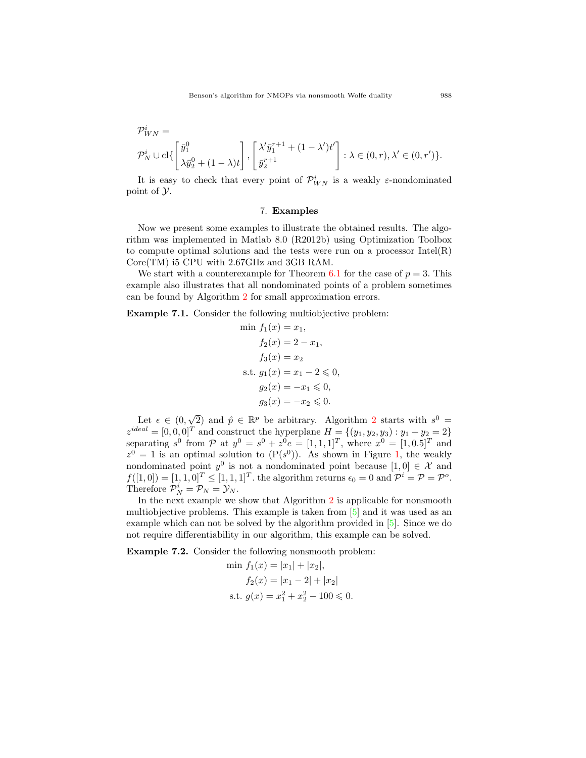$$\mathcal{P}^i_{WN} =$$

$$\mathcal{P}^i_N \cup \mathrm{cl}\{\begin{bmatrix} \bar{y}^0_1 \\ \lambda \bar{y}^0_2 + (1-\lambda)t \end{bmatrix}, \begin{bmatrix} \lambda' \bar{y}^{r+1}_1 + (1-\lambda')t' \\ \bar{y}^{r+1}_2 \end{bmatrix} : \lambda \in (0,r), \lambda' \in (0,r')\}.$$

It is easy to check that every point of $\mathcal{P}^i_{WN}$ is a weakly $\varepsilon$-nondominated point of $\mathcal{Y}$.

## 7. Examples

Now we present some examples to illustrate the obtained results. The algorithm was implemented in Matlab 8.0 (R2012b) using Optimization Toolbox to compute optimal solutions and the tests were run on a processor Intel(R) Core(TM) i5 CPU with 2.67GHz and 3GB RAM.

We start with a counterexample for Theorem 6.1 for the case of $p = 3$. This example also illustrates that all nondominated points of a problem sometimes can be found by Algorithm 2 for small approximation errors.

**Example 7.1.** Consider the following multiobjective problem:

$$\begin{aligned} \min\ & f_1(x) = x_1, \\ & f_2(x) = 2 - x_1, \\ & f_3(x) = x_2 \\ \text{s.t. } & g_1(x) = x_1 - 2 \leqslant 0, \\ & g_2(x) = -x_1 \leqslant 0, \\ & g_3(x) = -x_2 \leqslant 0. \end{aligned}$$

Let $\epsilon \in (0, \sqrt{2})$ and $\hat{p} \in \mathbb{R}^p$ be arbitrary. Algorithm 2 starts with $s^0 = z^{ideal} = [0,0,0]^T$ and construct the hyperplane $H = \{(y_1, y_2, y_3) : y_1 + y_2 = 2\}$ separating $s^0$ from $\mathcal{P}$ at $y^0 = s^0 + z^0 e = [1,1,1]^T$, where $x^0 = [1, 0.5]^T$ and $z^0 = 1$ is an optimal solution to $(\mathrm{P}(s^0))$. As shown in Figure 1, the weakly nondominated point $y^0$ is not a nondominated point because $[1,0] \in \mathcal{X}$ and $f([1,0]) = [1,1,0]^T \leq [1,1,1]^T$. the algorithm returns $\epsilon_0 = 0$ and $\mathcal{P}^i = \mathcal{P} = \mathcal{P}^o$. Therefore $\mathcal{P}^i_N = \mathcal{P}_N = \mathcal{Y}_N$.

In the next example we show that Algorithm 2 is applicable for nonsmooth multiobjective problems. This example is taken from [5] and it was used as an example which can not be solved by the algorithm provided in [5]. Since we do not require differentiability in our algorithm, this example can be solved.

**Example 7.2.** Consider the following nonsmooth problem:

$$\begin{aligned} \min\ & f_1(x) = |x_1| + |x_2|, \\ & f_2(x) = |x_1 - 2| + |x_2| \\ \text{s.t. } & g(x) = x_1^2 + x_2^2 - 100 \leqslant 0. \end{aligned}$$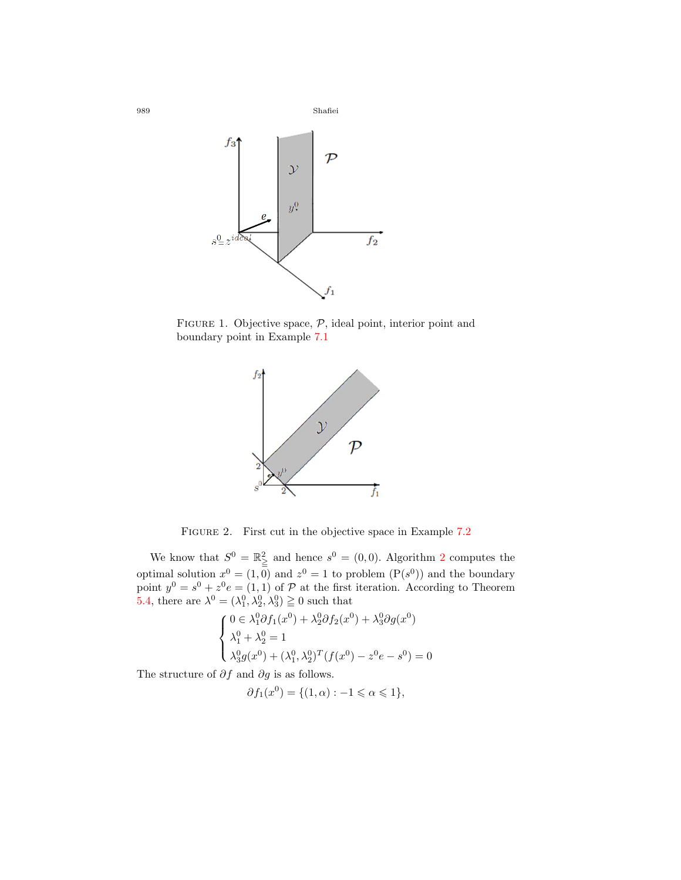FIGURE 1. Objective space, $\mathcal{P}$, ideal point, interior point and boundary point in Example 7.1

FIGURE 2. First cut in the objective space in Example 7.2

We know that $S^0 = \mathbb{R}^2_{\geqq}$ and hence $s^0 = (0,0)$. Algorithm 2 computes the optimal solution $x^0 = (1,0)$ and $z^0 = 1$ to problem $(\mathrm{P}(s^0))$ and the boundary point $y^0 = s^0 + z^0 e = (1,1)$ of $\mathcal{P}$ at the first iteration. According to Theorem 5.4, there are $\lambda^0 = (\lambda_1^0, \lambda_2^0, \lambda_3^0) \geqq 0$ such that

$$\begin{cases} 0 \in \lambda_1^0 \partial f_1(x^0) + \lambda_2^0 \partial f_2(x^0) + \lambda_3^0 \partial g(x^0) \\ \lambda_1^0 + \lambda_2^0 = 1 \\ \lambda_3^0 g(x^0) + (\lambda_1^0, \lambda_2^0)^T (f(x^0) - z^0 e - s^0) = 0 \end{cases}$$

The structure of $\partial f$ and $\partial g$ is as follows.

$$\partial f_1(x^0) = \{(1, \alpha) : -1 \leqslant \alpha \leqslant 1\},$$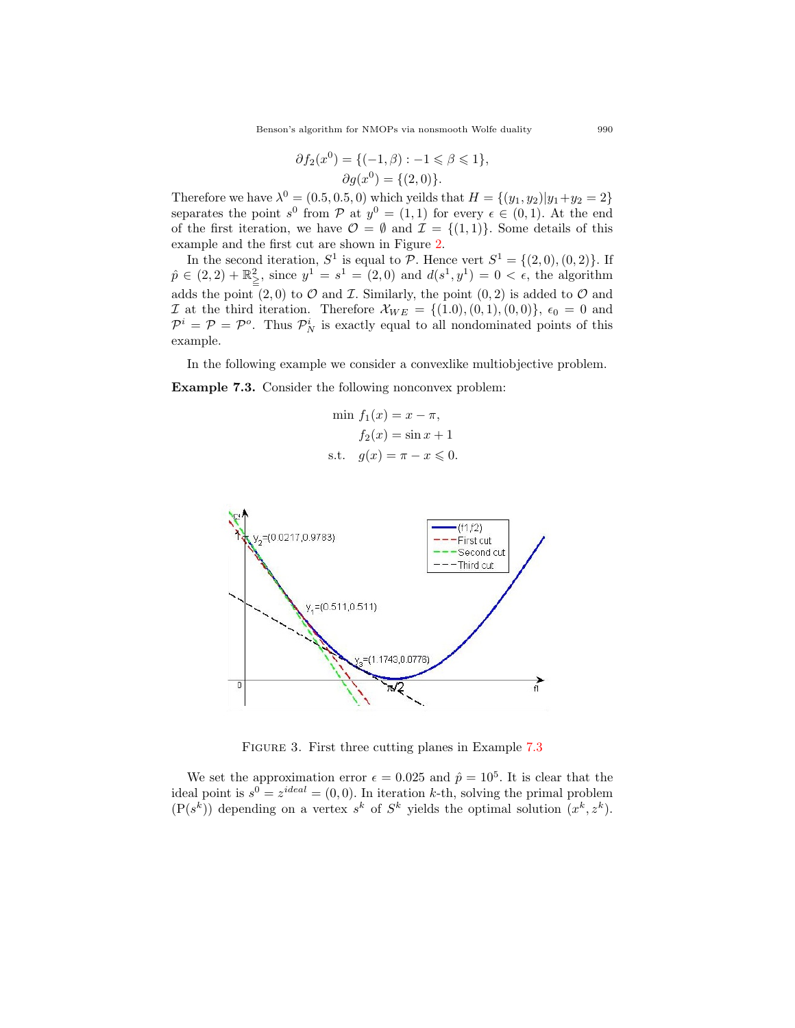$$\partial f_2(x^0) = \{(-1, \beta) : -1 \leqslant \beta \leqslant 1\},$$
$$\partial g(x^0) = \{(2, 0)\}.$$

Therefore we have $\lambda^0 = (0.5, 0.5, 0)$ which yeilds that $H = \{(y_1, y_2)|y_1 + y_2 = 2\}$ separates the point $s^0$ from $\mathcal{P}$ at $y^0 = (1, 1)$ for every $\epsilon \in (0, 1)$. At the end of the first iteration, we have $\mathcal{O} = \emptyset$ and $\mathcal{I} = \{(1, 1)\}$. Some details of this example and the first cut are shown in Figure 2.

In the second iteration, $S^1$ is equal to $\mathcal{P}$. Hence vert $S^1 = \{(2, 0), (0, 2)\}$. If $\hat{p} \in (2, 2) + \mathbb{R}^2_{\geqq}$, since $y^1 = s^1 = (2, 0)$ and $d(s^1, y^1) = 0 < \epsilon$, the algorithm adds the point $(2, 0)$ to $\mathcal{O}$ and $\mathcal{I}$. Similarly, the point $(0, 2)$ is added to $\mathcal{O}$ and $\mathcal{I}$ at the third iteration. Therefore $\mathcal{X}_{WE} = \{(1.0), (0, 1), (0, 0)\}$, $\epsilon_0 = 0$ and $\mathcal{P}^i = \mathcal{P} = \mathcal{P}^o$. Thus $\mathcal{P}^i_N$ is exactly equal to all nondominated points of this example.

In the following example we consider a convexlike multiobjective problem.

**Example 7.3.** Consider the following nonconvex problem:

$$\begin{aligned}
\min\ & f_1(x) = x - \pi, \\
& f_2(x) = \sin x + 1 \\
\text{s.t.}\ \ & g(x) = \pi - x \leqslant 0.
\end{aligned}$$

FIGURE 3. First three cutting planes in Example 7.3

We set the approximation error $\epsilon = 0.025$ and $\hat{p} = 10^5$. It is clear that the ideal point is $s^0 = z^{ideal} = (0, 0)$. In iteration $k$-th, solving the primal problem $(\mathrm{P}(s^k))$ depending on a vertex $s^k$ of $S^k$ yields the optimal solution $(x^k, z^k)$.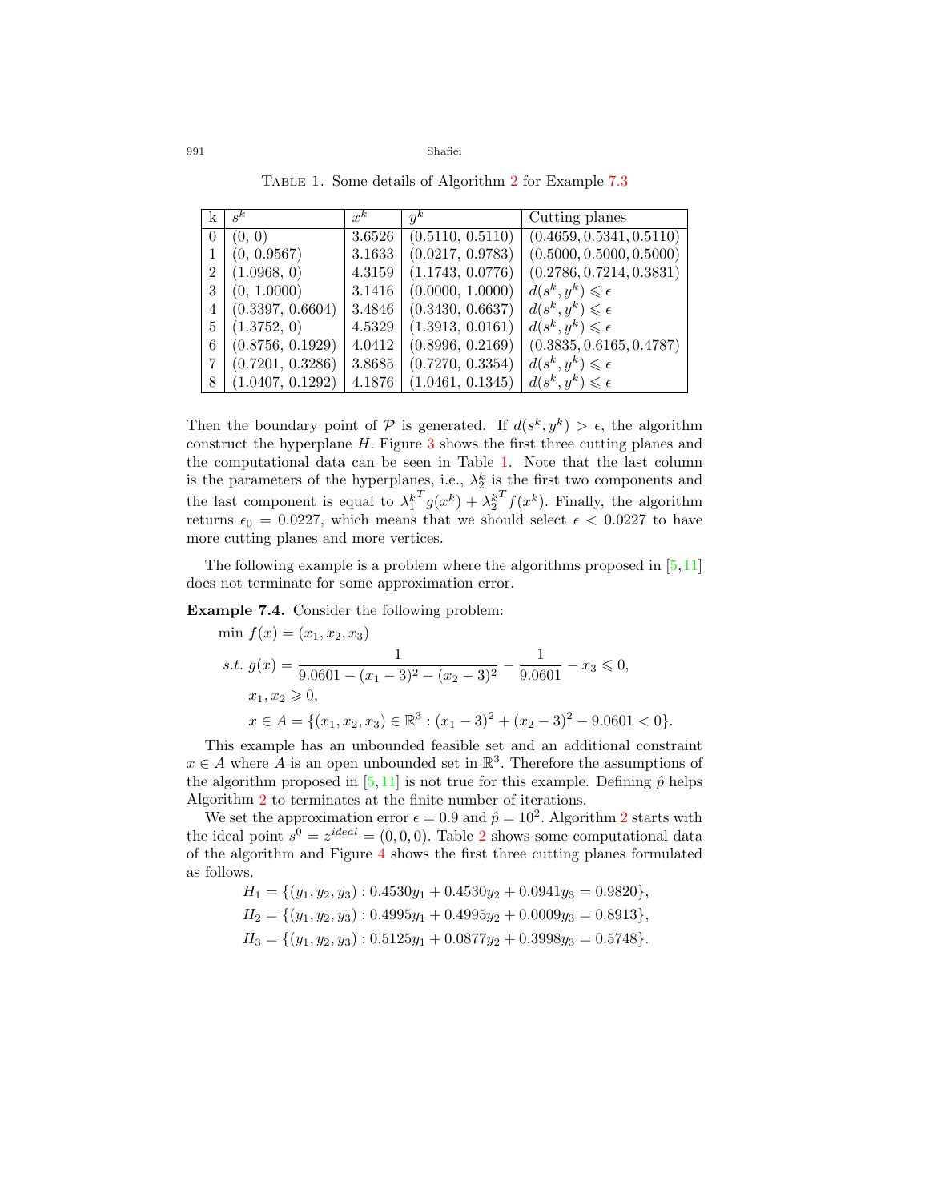TABLE 1. Some details of Algorithm 2 for Example 7.3

| k | $s^k$ | $x^k$ | $y^k$ | Cutting planes |
|---|---|---|---|---|
| 0 | (0, 0) | 3.6526 | (0.5110, 0.5110) | (0.4659, 0.5341, 0.5110) |
| 1 | (0, 0.9567) | 3.1633 | (0.0217, 0.9783) | (0.5000, 0.5000, 0.5000) |
| 2 | (1.0968, 0) | 4.3159 | (1.1743, 0.0776) | (0.2786, 0.7214, 0.3831) |
| 3 | (0, 1.0000) | 3.1416 | (0.0000, 1.0000) | $d(s^k, y^k) \leqslant \epsilon$ |
| 4 | (0.3397, 0.6604) | 3.4846 | (0.3430, 0.6637) | $d(s^k, y^k) \leqslant \epsilon$ |
| 5 | (1.3752, 0) | 4.5329 | (1.3913, 0.0161) | $d(s^k, y^k) \leqslant \epsilon$ |
| 6 | (0.8756, 0.1929) | 4.0412 | (0.8996, 0.2169) | (0.3835, 0.6165, 0.4787) |
| 7 | (0.7201, 0.3286) | 3.8685 | (0.7270, 0.3354) | $d(s^k, y^k) \leqslant \epsilon$ |
| 8 | (1.0407, 0.1292) | 4.1876 | (1.0461, 0.1345) | $d(s^k, y^k) \leqslant \epsilon$ |

Then the boundary point of $\mathcal{P}$ is generated. If $d(s^k, y^k) > \epsilon$, the algorithm construct the hyperplane $H$. Figure 3 shows the first three cutting planes and the computational data can be seen in Table 1. Note that the last column is the parameters of the hyperplanes, i.e., $\lambda_2^k$ is the first two components and the last component is equal to ${\lambda_1^k}^T g(x^k) + {\lambda_2^k}^T f(x^k)$. Finally, the algorithm returns $\epsilon_0 = 0.0227$, which means that we should select $\epsilon < 0.0227$ to have more cutting planes and more vertices.

The following example is a problem where the algorithms proposed in [5,11] does not terminate for some approximation error.

**Example 7.4.** Consider the following problem:

$$
\begin{aligned}
&\min\ f(x) = (x_1, x_2, x_3) \\
&s.t.\ g(x) = \frac{1}{9.0601 - (x_1 - 3)^2 - (x_2 - 3)^2} - \frac{1}{9.0601} - x_3 \leqslant 0, \\
&\quad x_1, x_2 \geqslant 0, \\
&\quad x \in A = \{(x_1, x_2, x_3) \in \mathbb{R}^3 : (x_1 - 3)^2 + (x_2 - 3)^2 - 9.0601 < 0\}.
\end{aligned}
$$

This example has an unbounded feasible set and an additional constraint $x \in A$ where $A$ is an open unbounded set in $\mathbb{R}^3$. Therefore the assumptions of the algorithm proposed in [5,11] is not true for this example. Defining $\hat{p}$ helps Algorithm 2 to terminates at the finite number of iterations.

We set the approximation error $\epsilon = 0.9$ and $\hat{p} = 10^2$. Algorithm 2 starts with the ideal point $s^0 = z^{ideal} = (0, 0, 0)$. Table 2 shows some computational data of the algorithm and Figure 4 shows the first three cutting planes formulated as follows.

$$
\begin{aligned}
H_1 &= \{(y_1, y_2, y_3) : 0.4530y_1 + 0.4530y_2 + 0.0941y_3 = 0.9820\}, \\
H_2 &= \{(y_1, y_2, y_3) : 0.4995y_1 + 0.4995y_2 + 0.0009y_3 = 0.8913\}, \\
H_3 &= \{(y_1, y_2, y_3) : 0.5125y_1 + 0.0877y_2 + 0.3998y_3 = 0.5748\}.
\end{aligned}
$$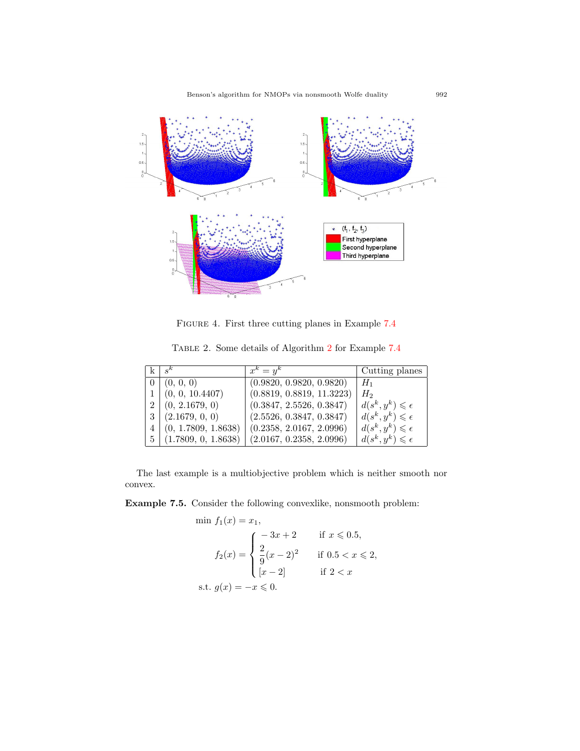FIGURE 4. First three cutting planes in Example 7.4

TABLE 2. Some details of Algorithm 2 for Example 7.4

| k | $s^k$ | $x^k = y^k$ | Cutting planes |
|---|---|---|---|
| 0 | (0, 0, 0) | (0.9820, 0.9820, 0.9820) | $H_1$ |
| 1 | (0, 0, 10.4407) | (0.8819, 0.8819, 11.3223) | $H_2$ |
| 2 | (0, 2.1679, 0) | (0.3847, 2.5526, 0.3847) | $d(s^k, y^k) \leqslant \epsilon$ |
| 3 | (2.1679, 0, 0) | (2.5526, 0.3847, 0.3847) | $d(s^k, y^k) \leqslant \epsilon$ |
| 4 | (0, 1.7809, 1.8638) | (0.2358, 2.0167, 2.0996) | $d(s^k, y^k) \leqslant \epsilon$ |
| 5 | (1.7809, 0, 1.8638) | (2.0167, 0.2358, 2.0996) | $d(s^k, y^k) \leqslant \epsilon$ |

The last example is a multiobjective problem which is neither smooth nor convex.

**Example 7.5.** Consider the following convexlike, nonsmooth problem:

$$
\begin{aligned}
\min\ & f_1(x) = x_1, \\
& f_2(x) = \begin{cases} -3x + 2 & \text{if } x \leqslant 0.5, \\ \dfrac{2}{9}(x-2)^2 & \text{if } 0.5 < x \leqslant 2, \\ [x - 2] & \text{if } 2 < x \end{cases} \\
\text{s.t. } & g(x) = -x \leqslant 0.
\end{aligned}
$$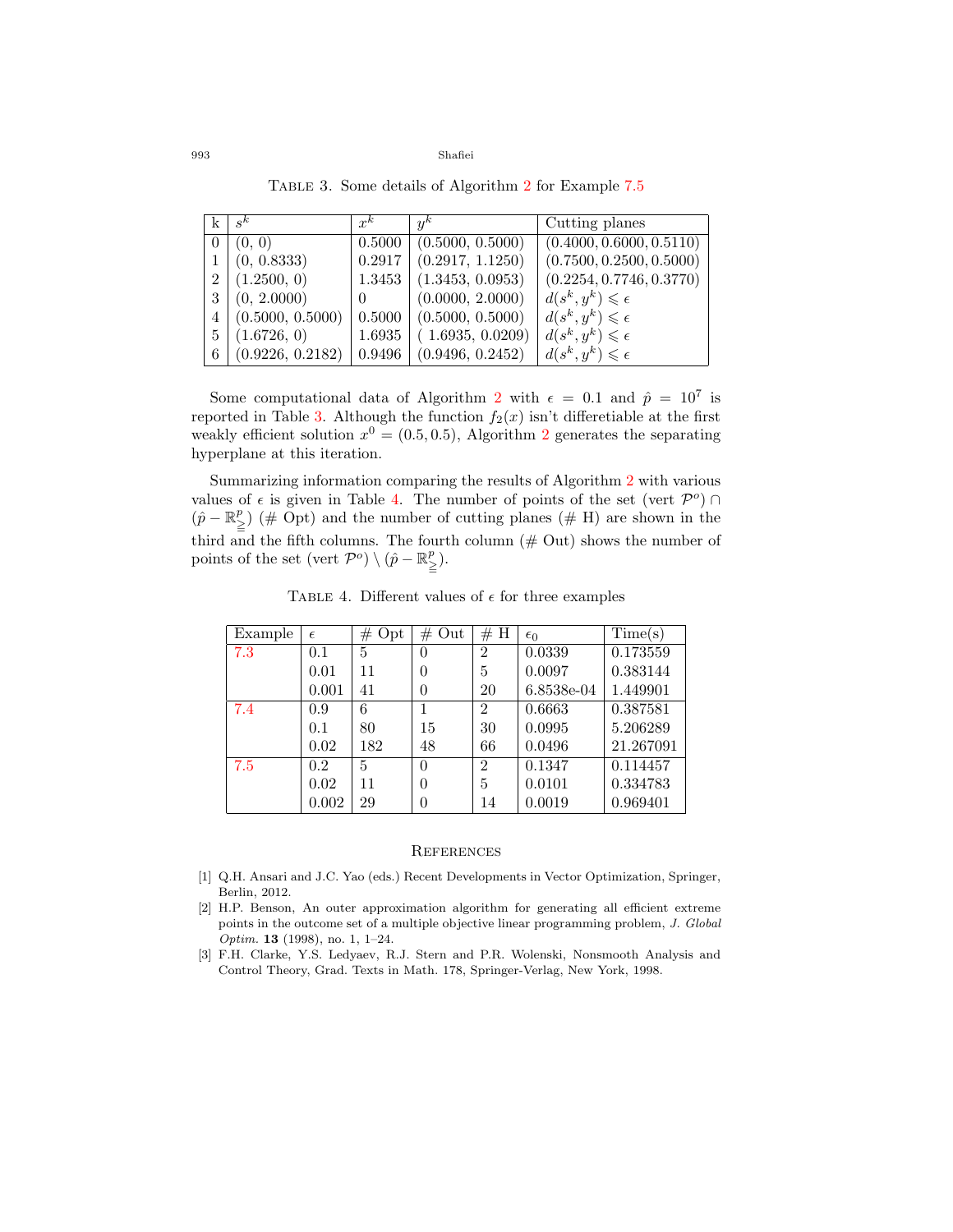Table 3. Some details of Algorithm 2 for Example 7.5

| k | $s^k$ | $x^k$ | $y^k$ | Cutting planes |
|---|---|---|---|---|
| 0 | (0, 0) | 0.5000 | (0.5000, 0.5000) | (0.4000, 0.6000, 0.5110) |
| 1 | (0, 0.8333) | 0.2917 | (0.2917, 1.1250) | (0.7500, 0.2500, 0.5000) |
| 2 | (1.2500, 0) | 1.3453 | (1.3453, 0.0953) | (0.2254, 0.7746, 0.3770) |
| 3 | (0, 2.0000) | 0 | (0.0000, 2.0000) | $d(s^k, y^k) \leqslant \epsilon$ |
| 4 | (0.5000, 0.5000) | 0.5000 | (0.5000, 0.5000) | $d(s^k, y^k) \leqslant \epsilon$ |
| 5 | (1.6726, 0) | 1.6935 | ( 1.6935, 0.0209) | $d(s^k, y^k) \leqslant \epsilon$ |
| 6 | (0.9226, 0.2182) | 0.9496 | (0.9496, 0.2452) | $d(s^k, y^k) \leqslant \epsilon$ |

Some computational data of Algorithm 2 with $\epsilon = 0.1$ and $\hat{p} = 10^7$ is reported in Table 3. Although the function $f_2(x)$ isn't differetiable at the first weakly efficient solution $x^0 = (0.5, 0.5)$, Algorithm 2 generates the separating hyperplane at this iteration.

Summarizing information comparing the results of Algorithm 2 with various values of $\epsilon$ is given in Table 4. The number of points of the set (vert $\mathcal{P}^o$) $\cap$ $(\hat{p} - \mathbb{R}^p_{\geqq})$ (# Opt) and the number of cutting planes (# H) are shown in the third and the fifth columns. The fourth column (# Out) shows the number of points of the set (vert $\mathcal{P}^o$) $\setminus$ $(\hat{p} - \mathbb{R}^p_{\geqq})$.

Table 4. Different values of $\epsilon$ for three examples

| Example | $\epsilon$ | # Opt | # Out | # H | $\epsilon_0$ | Time(s) |
|---|---|---|---|---|---|---|
| 7.3 | 0.1 | 5 | 0 | 2 | 0.0339 | 0.173559 |
| | 0.01 | 11 | 0 | 5 | 0.0097 | 0.383144 |
| | 0.001 | 41 | 0 | 20 | 6.8538e-04 | 1.449901 |
| 7.4 | 0.9 | 6 | 1 | 2 | 0.6663 | 0.387581 |
| | 0.1 | 80 | 15 | 30 | 0.0995 | 5.206289 |
| | 0.02 | 182 | 48 | 66 | 0.0496 | 21.267091 |
| 7.5 | 0.2 | 5 | 0 | 2 | 0.1347 | 0.114457 |
| | 0.02 | 11 | 0 | 5 | 0.0101 | 0.334783 |
| | 0.002 | 29 | 0 | 14 | 0.0019 | 0.969401 |

## References

[1] Q.H. Ansari and J.C. Yao (eds.) Recent Developments in Vector Optimization, Springer, Berlin, 2012.

[2] H.P. Benson, An outer approximation algorithm for generating all efficient extreme points in the outcome set of a multiple objective linear programming problem, *J. Global Optim.* **13** (1998), no. 1, 1–24.

[3] F.H. Clarke, Y.S. Ledyaev, R.J. Stern and P.R. Wolenski, Nonsmooth Analysis and Control Theory, Grad. Texts in Math. 178, Springer-Verlag, New York, 1998.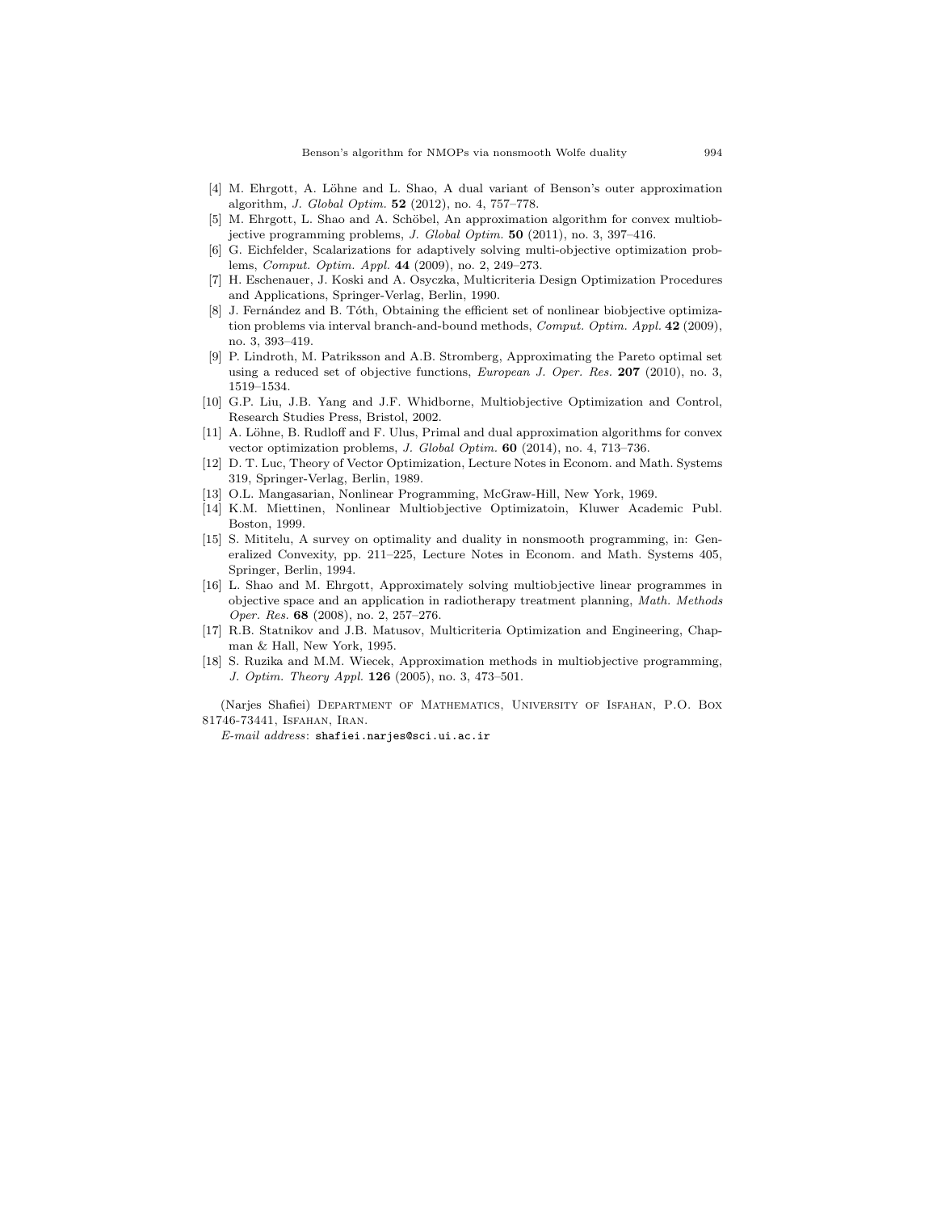[4] M. Ehrgott, A. Löhne and L. Shao, A dual variant of Benson's outer approximation algorithm, *J. Global Optim.* **52** (2012), no. 4, 757–778.

[5] M. Ehrgott, L. Shao and A. Schöbel, An approximation algorithm for convex multiobjective programming problems, *J. Global Optim.* **50** (2011), no. 3, 397–416.

[6] G. Eichfelder, Scalarizations for adaptively solving multi-objective optimization problems, *Comput. Optim. Appl.* **44** (2009), no. 2, 249–273.

[7] H. Eschenauer, J. Koski and A. Osyczka, Multicriteria Design Optimization Procedures and Applications, Springer-Verlag, Berlin, 1990.

[8] J. Fernández and B. Tóth, Obtaining the efficient set of nonlinear biobjective optimization problems via interval branch-and-bound methods, *Comput. Optim. Appl.* **42** (2009), no. 3, 393–419.

[9] P. Lindroth, M. Patriksson and A.B. Stromberg, Approximating the Pareto optimal set using a reduced set of objective functions, *European J. Oper. Res.* **207** (2010), no. 3, 1519–1534.

[10] G.P. Liu, J.B. Yang and J.F. Whidborne, Multiobjective Optimization and Control, Research Studies Press, Bristol, 2002.

[11] A. Löhne, B. Rudloff and F. Ulus, Primal and dual approximation algorithms for convex vector optimization problems, *J. Global Optim.* **60** (2014), no. 4, 713–736.

[12] D. T. Luc, Theory of Vector Optimization, Lecture Notes in Econom. and Math. Systems 319, Springer-Verlag, Berlin, 1989.

[13] O.L. Mangasarian, Nonlinear Programming, McGraw-Hill, New York, 1969.

[14] K.M. Miettinen, Nonlinear Multiobjective Optimizatoin, Kluwer Academic Publ. Boston, 1999.

[15] S. Mititelu, A survey on optimality and duality in nonsmooth programming, in: Generalized Convexity, pp. 211–225, Lecture Notes in Econom. and Math. Systems 405, Springer, Berlin, 1994.

[16] L. Shao and M. Ehrgott, Approximately solving multiobjective linear programmes in objective space and an application in radiotherapy treatment planning, *Math. Methods Oper. Res.* **68** (2008), no. 2, 257–276.

[17] R.B. Statnikov and J.B. Matusov, Multicriteria Optimization and Engineering, Chapman & Hall, New York, 1995.

[18] S. Ruzika and M.M. Wiecek, Approximation methods in multiobjective programming, *J. Optim. Theory Appl.* **126** (2005), no. 3, 473–501.

(Narjes Shafiei) Department of Mathematics, University of Isfahan, P.O. Box 81746-73441, Isfahan, Iran.

*E-mail address*: shafiei.narjes@sci.ui.ac.ir